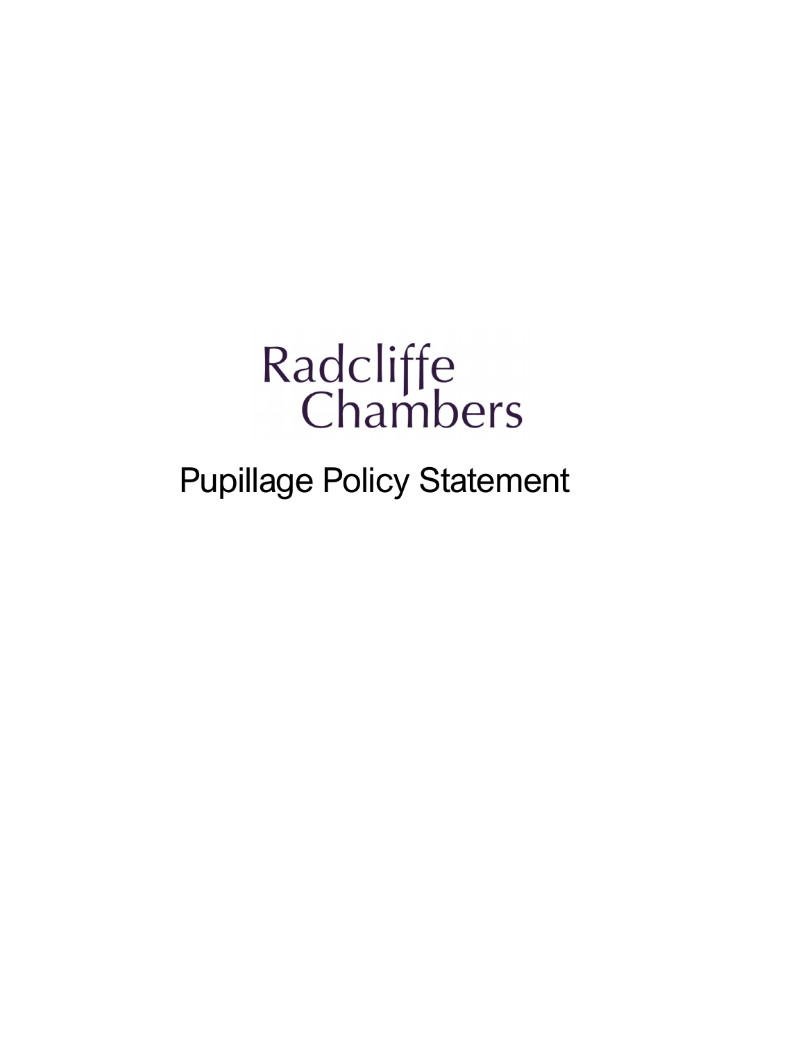Radcliffe Chambers

# Pupillage Policy Statement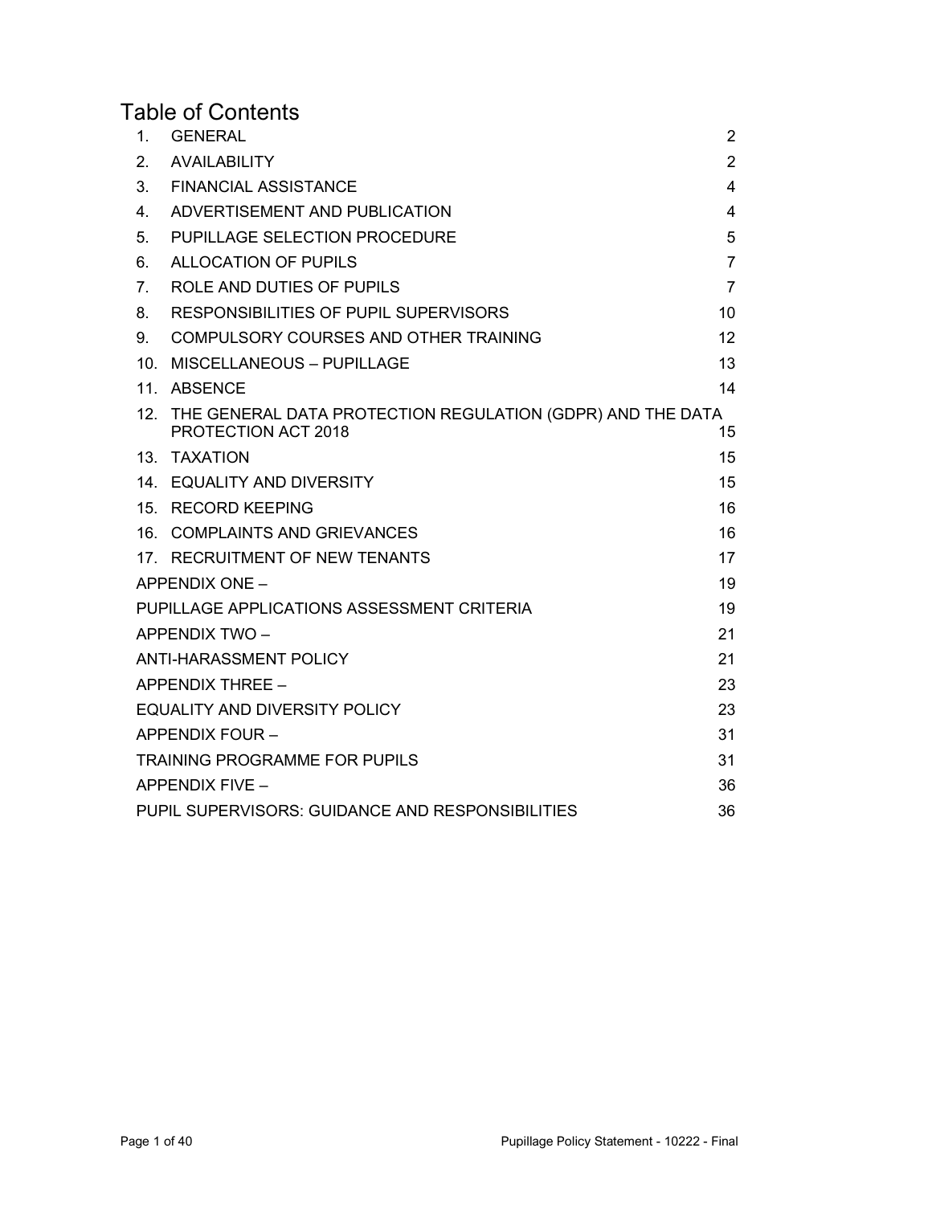# Table of Contents

| | | |
|---|---|---|
| 1. | GENERAL | 2 |
| 2. | AVAILABILITY | 2 |
| 3. | FINANCIAL ASSISTANCE | 4 |
| 4. | ADVERTISEMENT AND PUBLICATION | 4 |
| 5. | PUPILLAGE SELECTION PROCEDURE | 5 |
| 6. | ALLOCATION OF PUPILS | 7 |
| 7. | ROLE AND DUTIES OF PUPILS | 7 |
| 8. | RESPONSIBILITIES OF PUPIL SUPERVISORS | 10 |
| 9. | COMPULSORY COURSES AND OTHER TRAINING | 12 |
| 10. | MISCELLANEOUS – PUPILLAGE | 13 |
| 11. | ABSENCE | 14 |
| 12. | THE GENERAL DATA PROTECTION REGULATION (GDPR) AND THE DATA PROTECTION ACT 2018 | 15 |
| 13. | TAXATION | 15 |
| 14. | EQUALITY AND DIVERSITY | 15 |
| 15. | RECORD KEEPING | 16 |
| 16. | COMPLAINTS AND GRIEVANCES | 16 |
| 17. | RECRUITMENT OF NEW TENANTS | 17 |
| | APPENDIX ONE – | 19 |
| | PUPILLAGE APPLICATIONS ASSESSMENT CRITERIA | 19 |
| | APPENDIX TWO – | 21 |
| | ANTI-HARASSMENT POLICY | 21 |
| | APPENDIX THREE – | 23 |
| | EQUALITY AND DIVERSITY POLICY | 23 |
| | APPENDIX FOUR – | 31 |
| | TRAINING PROGRAMME FOR PUPILS | 31 |
| | APPENDIX FIVE – | 36 |
| | PUPIL SUPERVISORS: GUIDANCE AND RESPONSIBILITIES | 36 |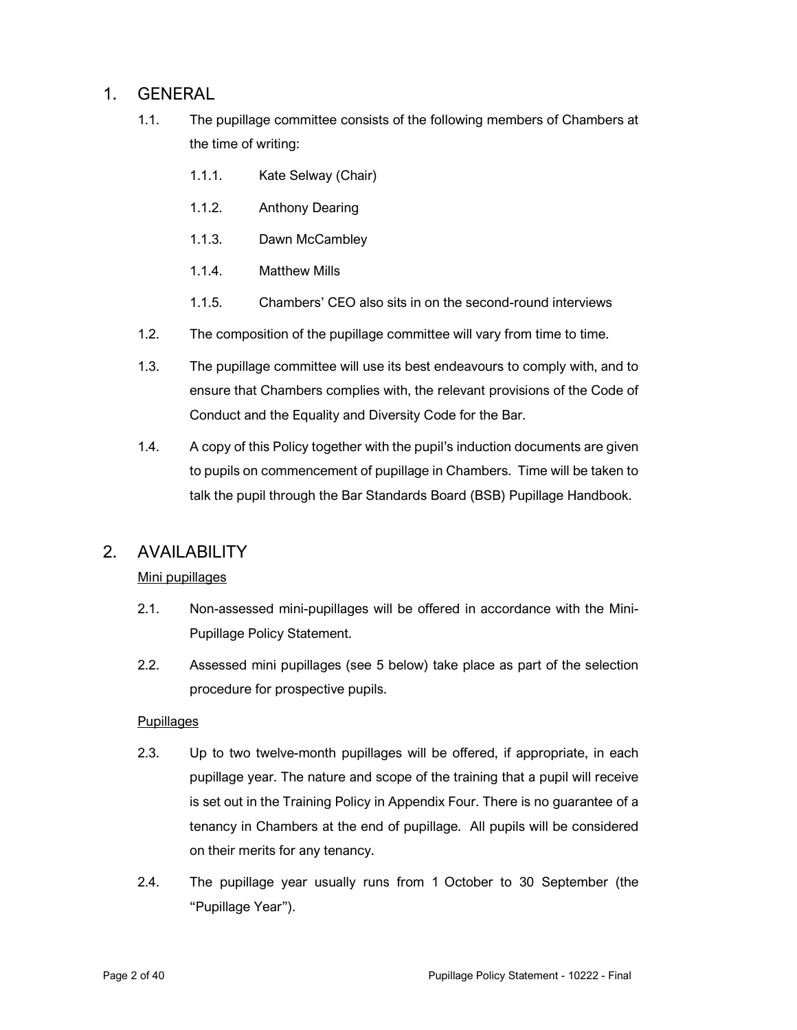# 1. GENERAL

1.1. The pupillage committee consists of the following members of Chambers at the time of writing:

1.1.1. Kate Selway (Chair)

1.1.2. Anthony Dearing

1.1.3. Dawn McCambley

1.1.4. Matthew Mills

1.1.5. Chambers' CEO also sits in on the second-round interviews

1.2. The composition of the pupillage committee will vary from time to time.

1.3. The pupillage committee will use its best endeavours to comply with, and to ensure that Chambers complies with, the relevant provisions of the Code of Conduct and the Equality and Diversity Code for the Bar.

1.4. A copy of this Policy together with the pupil's induction documents are given to pupils on commencement of pupillage in Chambers. Time will be taken to talk the pupil through the Bar Standards Board (BSB) Pupillage Handbook.

# 2. AVAILABILITY

Mini pupillages

2.1. Non-assessed mini-pupillages will be offered in accordance with the Mini-Pupillage Policy Statement.

2.2. Assessed mini pupillages (see 5 below) take place as part of the selection procedure for prospective pupils.

Pupillages

2.3. Up to two twelve-month pupillages will be offered, if appropriate, in each pupillage year. The nature and scope of the training that a pupil will receive is set out in the Training Policy in Appendix Four. There is no guarantee of a tenancy in Chambers at the end of pupillage. All pupils will be considered on their merits for any tenancy.

2.4. The pupillage year usually runs from 1 October to 30 September (the "Pupillage Year").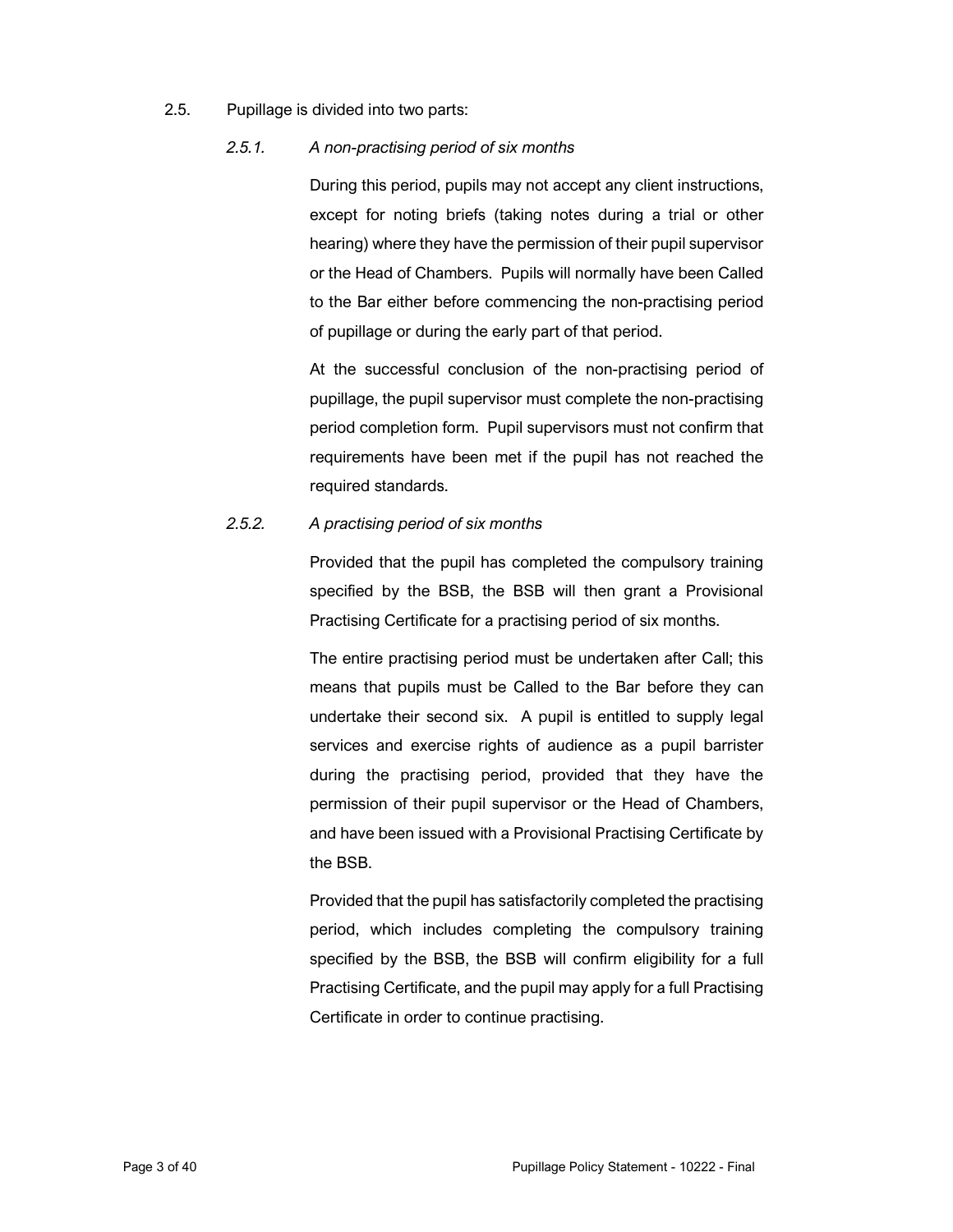2.5. Pupillage is divided into two parts:

*2.5.1. A non-practising period of six months*

During this period, pupils may not accept any client instructions, except for noting briefs (taking notes during a trial or other hearing) where they have the permission of their pupil supervisor or the Head of Chambers. Pupils will normally have been Called to the Bar either before commencing the non-practising period of pupillage or during the early part of that period.

At the successful conclusion of the non-practising period of pupillage, the pupil supervisor must complete the non-practising period completion form. Pupil supervisors must not confirm that requirements have been met if the pupil has not reached the required standards.

*2.5.2. A practising period of six months*

Provided that the pupil has completed the compulsory training specified by the BSB, the BSB will then grant a Provisional Practising Certificate for a practising period of six months.

The entire practising period must be undertaken after Call; this means that pupils must be Called to the Bar before they can undertake their second six. A pupil is entitled to supply legal services and exercise rights of audience as a pupil barrister during the practising period, provided that they have the permission of their pupil supervisor or the Head of Chambers, and have been issued with a Provisional Practising Certificate by the BSB.

Provided that the pupil has satisfactorily completed the practising period, which includes completing the compulsory training specified by the BSB, the BSB will confirm eligibility for a full Practising Certificate, and the pupil may apply for a full Practising Certificate in order to continue practising.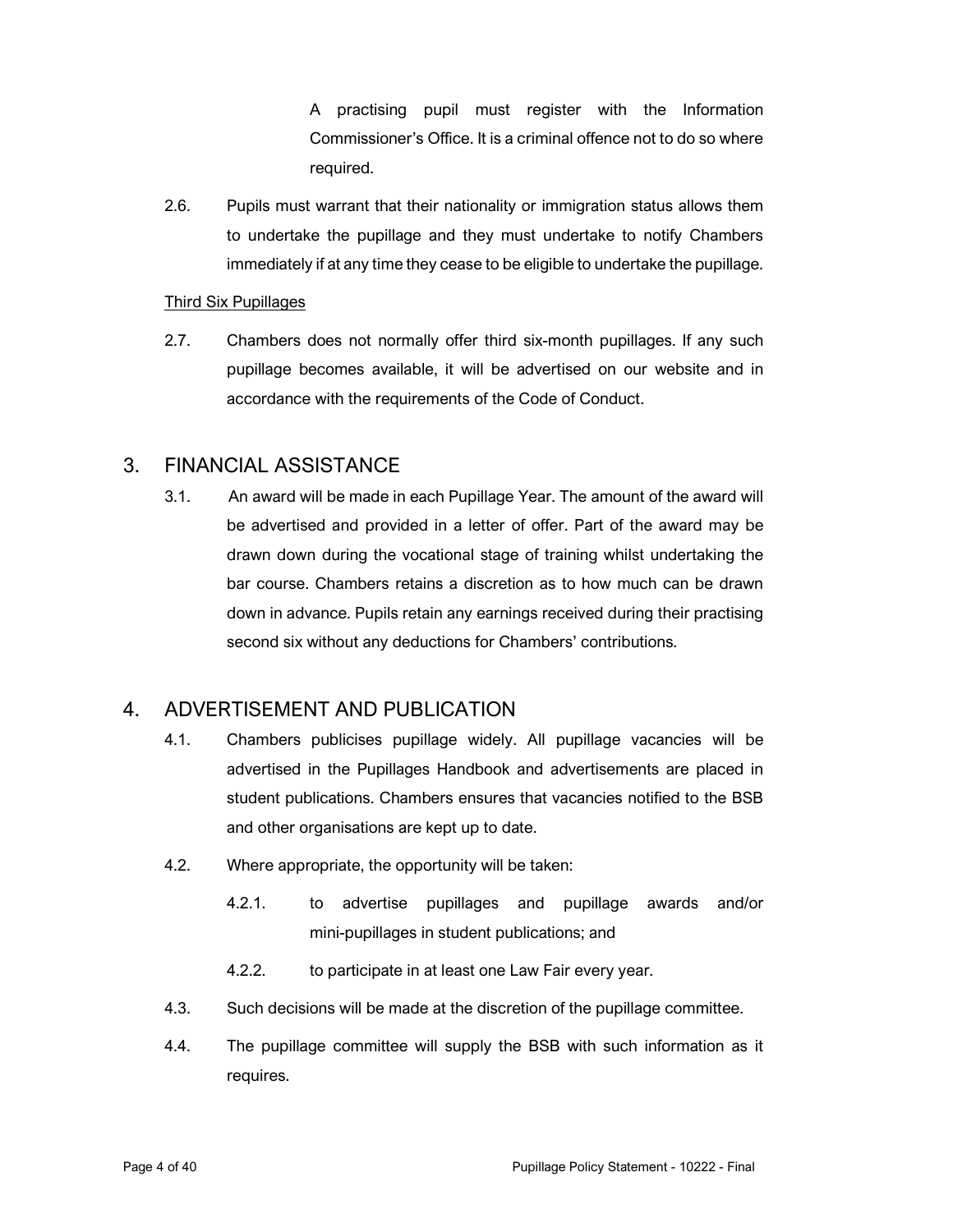A practising pupil must register with the Information Commissioner's Office. It is a criminal offence not to do so where required.

2.6. Pupils must warrant that their nationality or immigration status allows them to undertake the pupillage and they must undertake to notify Chambers immediately if at any time they cease to be eligible to undertake the pupillage.

Third Six Pupillages

2.7. Chambers does not normally offer third six-month pupillages. If any such pupillage becomes available, it will be advertised on our website and in accordance with the requirements of the Code of Conduct.

## 3. FINANCIAL ASSISTANCE

3.1. An award will be made in each Pupillage Year. The amount of the award will be advertised and provided in a letter of offer. Part of the award may be drawn down during the vocational stage of training whilst undertaking the bar course. Chambers retains a discretion as to how much can be drawn down in advance. Pupils retain any earnings received during their practising second six without any deductions for Chambers' contributions.

## 4. ADVERTISEMENT AND PUBLICATION

4.1. Chambers publicises pupillage widely. All pupillage vacancies will be advertised in the Pupillages Handbook and advertisements are placed in student publications. Chambers ensures that vacancies notified to the BSB and other organisations are kept up to date.

4.2. Where appropriate, the opportunity will be taken:

4.2.1. to advertise pupillages and pupillage awards and/or mini-pupillages in student publications; and

4.2.2. to participate in at least one Law Fair every year.

4.3. Such decisions will be made at the discretion of the pupillage committee.

4.4. The pupillage committee will supply the BSB with such information as it requires.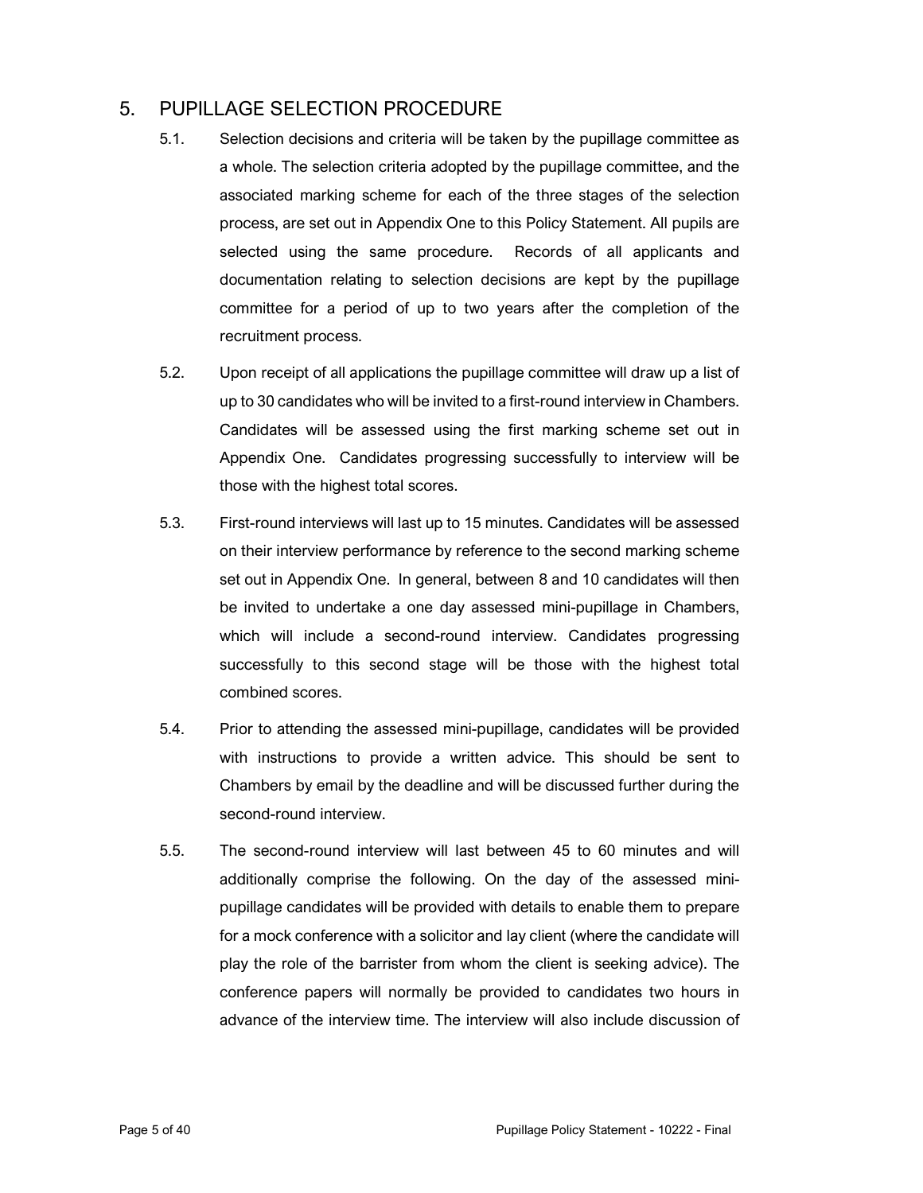## 5. PUPILLAGE SELECTION PROCEDURE

5.1. Selection decisions and criteria will be taken by the pupillage committee as a whole. The selection criteria adopted by the pupillage committee, and the associated marking scheme for each of the three stages of the selection process, are set out in Appendix One to this Policy Statement. All pupils are selected using the same procedure. Records of all applicants and documentation relating to selection decisions are kept by the pupillage committee for a period of up to two years after the completion of the recruitment process.

5.2. Upon receipt of all applications the pupillage committee will draw up a list of up to 30 candidates who will be invited to a first-round interview in Chambers. Candidates will be assessed using the first marking scheme set out in Appendix One. Candidates progressing successfully to interview will be those with the highest total scores.

5.3. First-round interviews will last up to 15 minutes. Candidates will be assessed on their interview performance by reference to the second marking scheme set out in Appendix One. In general, between 8 and 10 candidates will then be invited to undertake a one day assessed mini-pupillage in Chambers, which will include a second-round interview. Candidates progressing successfully to this second stage will be those with the highest total combined scores.

5.4. Prior to attending the assessed mini-pupillage, candidates will be provided with instructions to provide a written advice. This should be sent to Chambers by email by the deadline and will be discussed further during the second-round interview.

5.5. The second-round interview will last between 45 to 60 minutes and will additionally comprise the following. On the day of the assessed mini-pupillage candidates will be provided with details to enable them to prepare for a mock conference with a solicitor and lay client (where the candidate will play the role of the barrister from whom the client is seeking advice). The conference papers will normally be provided to candidates two hours in advance of the interview time. The interview will also include discussion of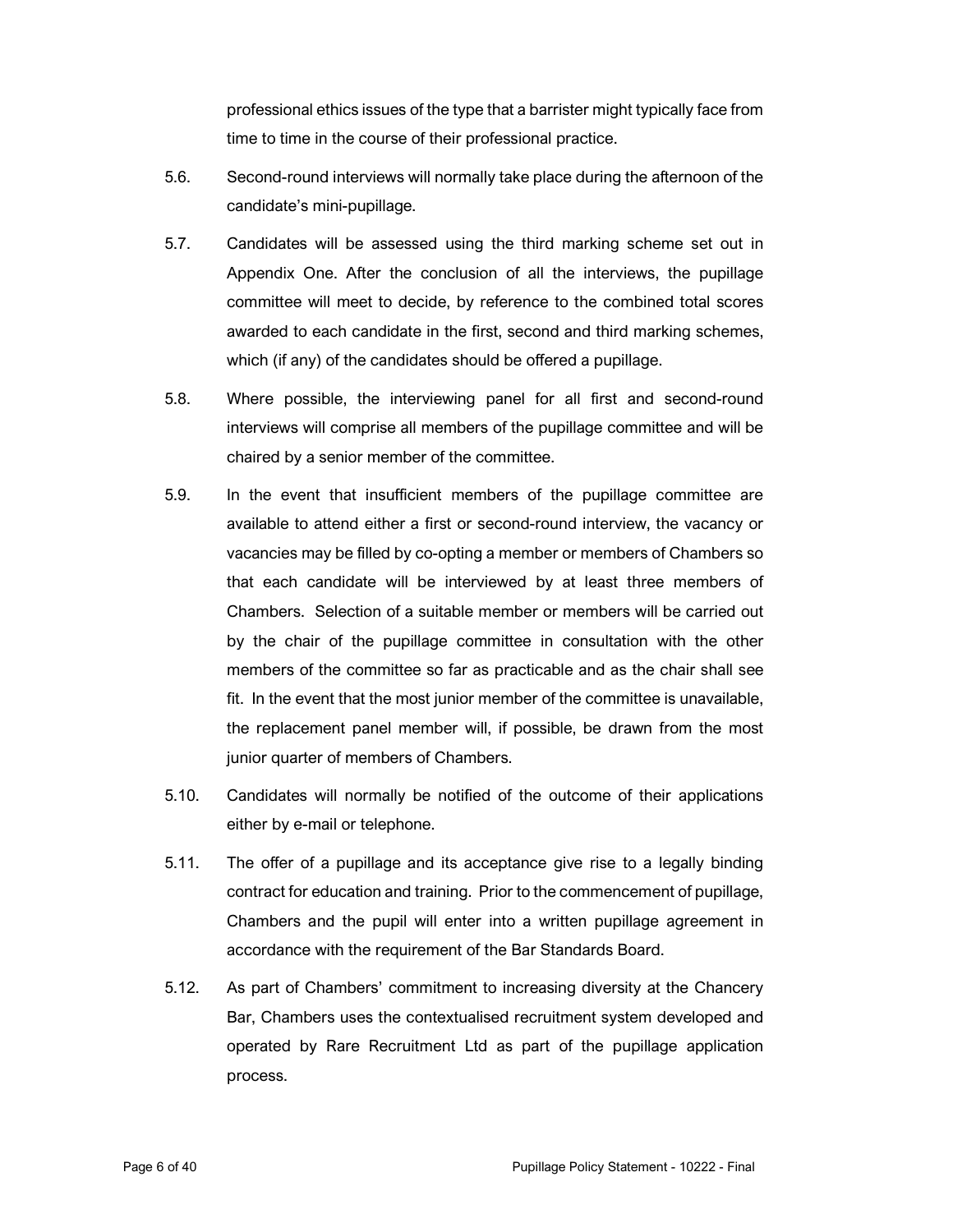professional ethics issues of the type that a barrister might typically face from time to time in the course of their professional practice.

5.6. Second-round interviews will normally take place during the afternoon of the candidate's mini-pupillage.

5.7. Candidates will be assessed using the third marking scheme set out in Appendix One. After the conclusion of all the interviews, the pupillage committee will meet to decide, by reference to the combined total scores awarded to each candidate in the first, second and third marking schemes, which (if any) of the candidates should be offered a pupillage.

5.8. Where possible, the interviewing panel for all first and second-round interviews will comprise all members of the pupillage committee and will be chaired by a senior member of the committee.

5.9. In the event that insufficient members of the pupillage committee are available to attend either a first or second-round interview, the vacancy or vacancies may be filled by co-opting a member or members of Chambers so that each candidate will be interviewed by at least three members of Chambers. Selection of a suitable member or members will be carried out by the chair of the pupillage committee in consultation with the other members of the committee so far as practicable and as the chair shall see fit. In the event that the most junior member of the committee is unavailable, the replacement panel member will, if possible, be drawn from the most junior quarter of members of Chambers.

5.10. Candidates will normally be notified of the outcome of their applications either by e-mail or telephone.

5.11. The offer of a pupillage and its acceptance give rise to a legally binding contract for education and training. Prior to the commencement of pupillage, Chambers and the pupil will enter into a written pupillage agreement in accordance with the requirement of the Bar Standards Board.

5.12. As part of Chambers' commitment to increasing diversity at the Chancery Bar, Chambers uses the contextualised recruitment system developed and operated by Rare Recruitment Ltd as part of the pupillage application process.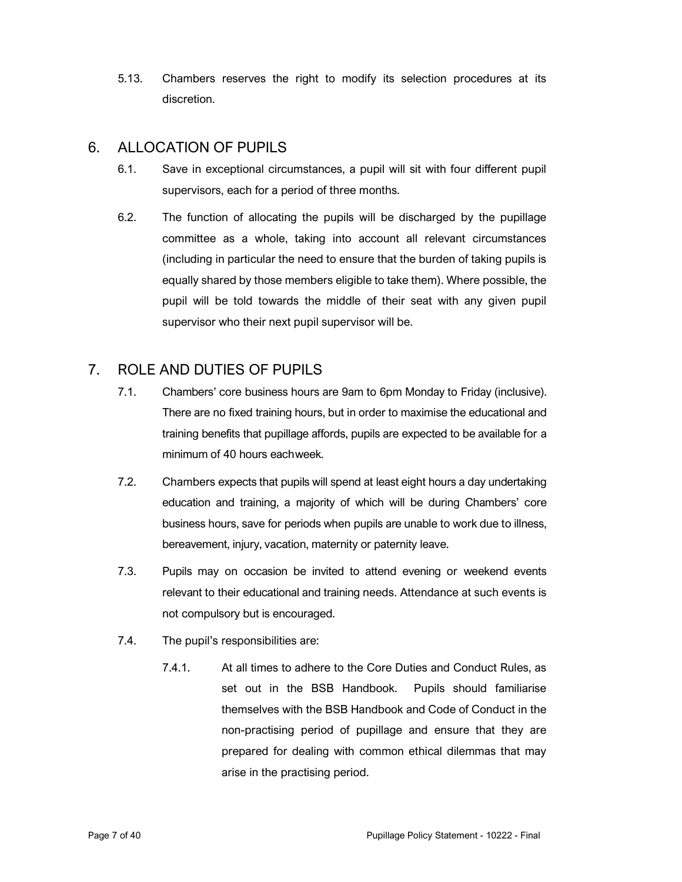5.13. Chambers reserves the right to modify its selection procedures at its discretion.

## 6. ALLOCATION OF PUPILS

6.1. Save in exceptional circumstances, a pupil will sit with four different pupil supervisors, each for a period of three months.

6.2. The function of allocating the pupils will be discharged by the pupillage committee as a whole, taking into account all relevant circumstances (including in particular the need to ensure that the burden of taking pupils is equally shared by those members eligible to take them). Where possible, the pupil will be told towards the middle of their seat with any given pupil supervisor who their next pupil supervisor will be.

## 7. ROLE AND DUTIES OF PUPILS

7.1. Chambers' core business hours are 9am to 6pm Monday to Friday (inclusive). There are no fixed training hours, but in order to maximise the educational and training benefits that pupillage affords, pupils are expected to be available for a minimum of 40 hours eachweek.

7.2. Chambers expects that pupils will spend at least eight hours a day undertaking education and training, a majority of which will be during Chambers' core business hours, save for periods when pupils are unable to work due to illness, bereavement, injury, vacation, maternity or paternity leave.

7.3. Pupils may on occasion be invited to attend evening or weekend events relevant to their educational and training needs. Attendance at such events is not compulsory but is encouraged.

7.4. The pupil's responsibilities are:

7.4.1. At all times to adhere to the Core Duties and Conduct Rules, as set out in the BSB Handbook. Pupils should familiarise themselves with the BSB Handbook and Code of Conduct in the non-practising period of pupillage and ensure that they are prepared for dealing with common ethical dilemmas that may arise in the practising period.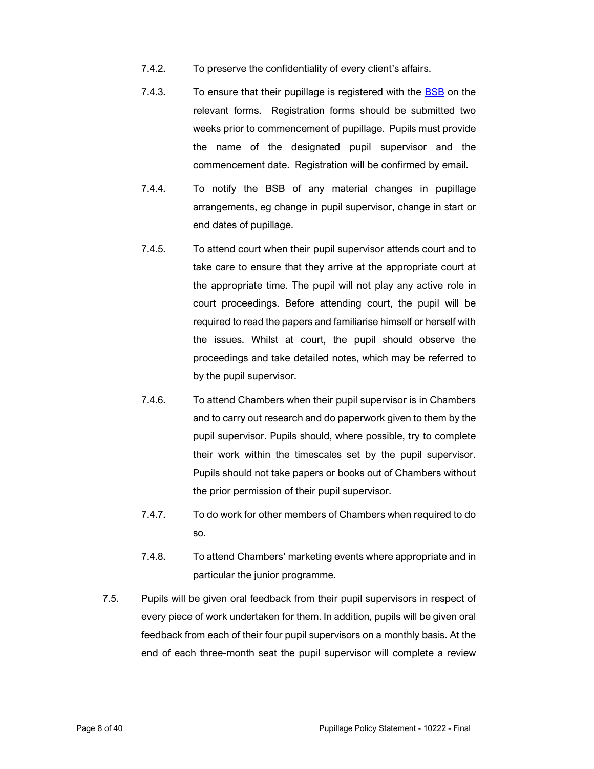7.4.2. To preserve the confidentiality of every client's affairs.

7.4.3. To ensure that their pupillage is registered with the [BSB](BSB) on the relevant forms. Registration forms should be submitted two weeks prior to commencement of pupillage. Pupils must provide the name of the designated pupil supervisor and the commencement date. Registration will be confirmed by email.

7.4.4. To notify the BSB of any material changes in pupillage arrangements, eg change in pupil supervisor, change in start or end dates of pupillage.

7.4.5. To attend court when their pupil supervisor attends court and to take care to ensure that they arrive at the appropriate court at the appropriate time. The pupil will not play any active role in court proceedings. Before attending court, the pupil will be required to read the papers and familiarise himself or herself with the issues. Whilst at court, the pupil should observe the proceedings and take detailed notes, which may be referred to by the pupil supervisor.

7.4.6. To attend Chambers when their pupil supervisor is in Chambers and to carry out research and do paperwork given to them by the pupil supervisor. Pupils should, where possible, try to complete their work within the timescales set by the pupil supervisor. Pupils should not take papers or books out of Chambers without the prior permission of their pupil supervisor.

7.4.7. To do work for other members of Chambers when required to do so.

7.4.8. To attend Chambers' marketing events where appropriate and in particular the junior programme.

7.5. Pupils will be given oral feedback from their pupil supervisors in respect of every piece of work undertaken for them. In addition, pupils will be given oral feedback from each of their four pupil supervisors on a monthly basis. At the end of each three-month seat the pupil supervisor will complete a review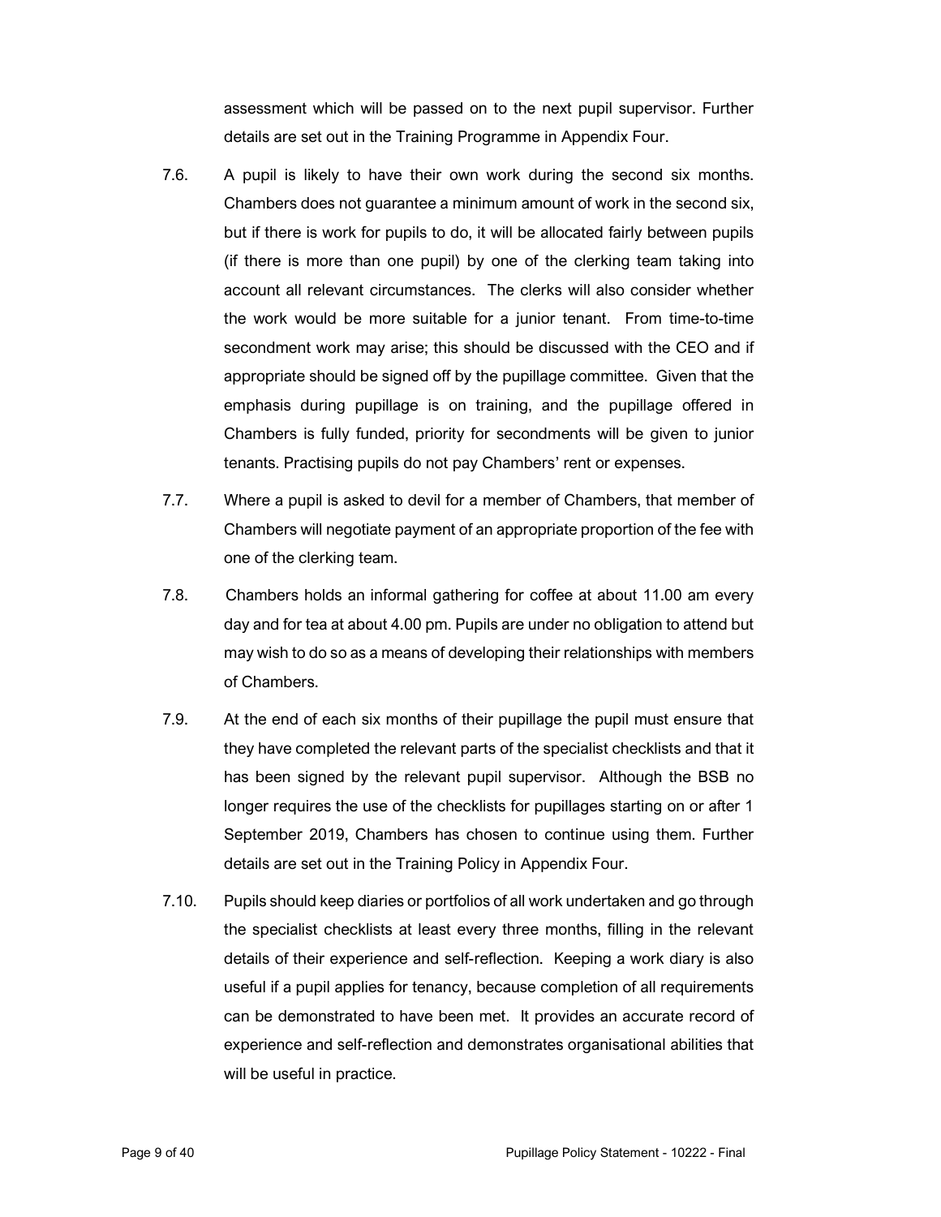assessment which will be passed on to the next pupil supervisor. Further details are set out in the Training Programme in Appendix Four.

7.6. A pupil is likely to have their own work during the second six months. Chambers does not guarantee a minimum amount of work in the second six, but if there is work for pupils to do, it will be allocated fairly between pupils (if there is more than one pupil) by one of the clerking team taking into account all relevant circumstances. The clerks will also consider whether the work would be more suitable for a junior tenant. From time-to-time secondment work may arise; this should be discussed with the CEO and if appropriate should be signed off by the pupillage committee. Given that the emphasis during pupillage is on training, and the pupillage offered in Chambers is fully funded, priority for secondments will be given to junior tenants. Practising pupils do not pay Chambers' rent or expenses.

7.7. Where a pupil is asked to devil for a member of Chambers, that member of Chambers will negotiate payment of an appropriate proportion of the fee with one of the clerking team.

7.8. Chambers holds an informal gathering for coffee at about 11.00 am every day and for tea at about 4.00 pm. Pupils are under no obligation to attend but may wish to do so as a means of developing their relationships with members of Chambers.

7.9. At the end of each six months of their pupillage the pupil must ensure that they have completed the relevant parts of the specialist checklists and that it has been signed by the relevant pupil supervisor. Although the BSB no longer requires the use of the checklists for pupillages starting on or after 1 September 2019, Chambers has chosen to continue using them. Further details are set out in the Training Policy in Appendix Four.

7.10. Pupils should keep diaries or portfolios of all work undertaken and go through the specialist checklists at least every three months, filling in the relevant details of their experience and self-reflection. Keeping a work diary is also useful if a pupil applies for tenancy, because completion of all requirements can be demonstrated to have been met. It provides an accurate record of experience and self-reflection and demonstrates organisational abilities that will be useful in practice.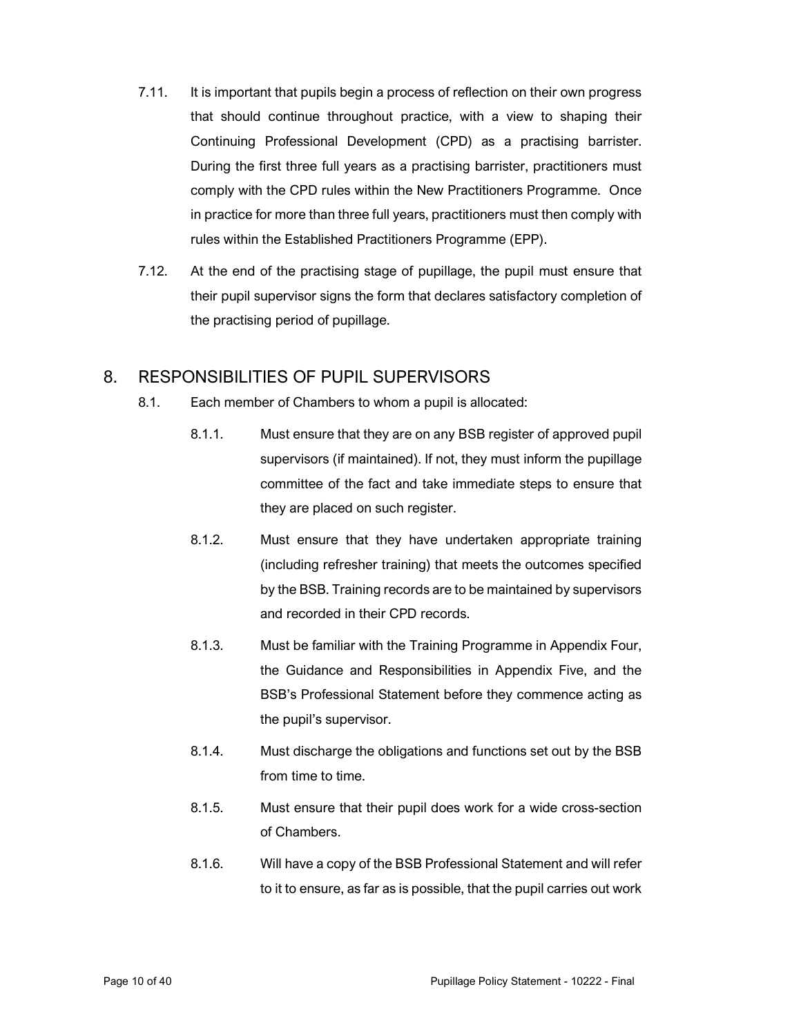7.11. It is important that pupils begin a process of reflection on their own progress that should continue throughout practice, with a view to shaping their Continuing Professional Development (CPD) as a practising barrister. During the first three full years as a practising barrister, practitioners must comply with the CPD rules within the New Practitioners Programme. Once in practice for more than three full years, practitioners must then comply with rules within the Established Practitioners Programme (EPP).

7.12. At the end of the practising stage of pupillage, the pupil must ensure that their pupil supervisor signs the form that declares satisfactory completion of the practising period of pupillage.

## 8. RESPONSIBILITIES OF PUPIL SUPERVISORS

8.1. Each member of Chambers to whom a pupil is allocated:

8.1.1. Must ensure that they are on any BSB register of approved pupil supervisors (if maintained). If not, they must inform the pupillage committee of the fact and take immediate steps to ensure that they are placed on such register.

8.1.2. Must ensure that they have undertaken appropriate training (including refresher training) that meets the outcomes specified by the BSB. Training records are to be maintained by supervisors and recorded in their CPD records.

8.1.3. Must be familiar with the Training Programme in Appendix Four, the Guidance and Responsibilities in Appendix Five, and the BSB's Professional Statement before they commence acting as the pupil's supervisor.

8.1.4. Must discharge the obligations and functions set out by the BSB from time to time.

8.1.5. Must ensure that their pupil does work for a wide cross-section of Chambers.

8.1.6. Will have a copy of the BSB Professional Statement and will refer to it to ensure, as far as is possible, that the pupil carries out work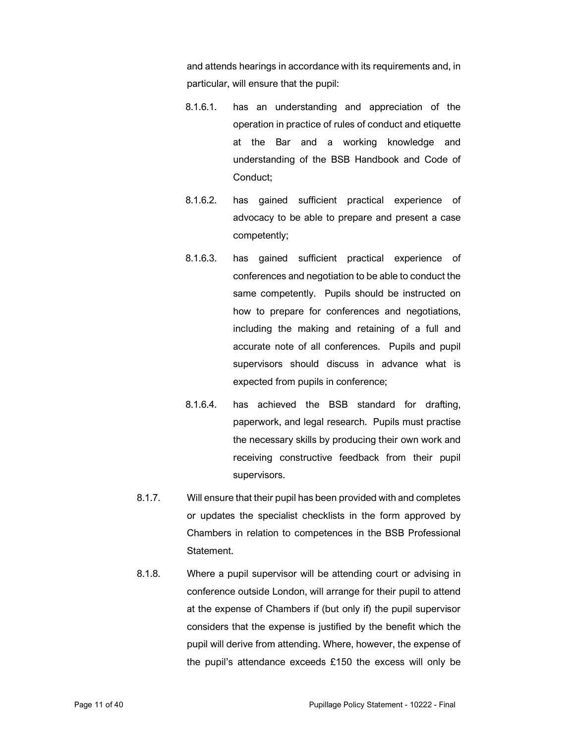and attends hearings in accordance with its requirements and, in particular, will ensure that the pupil:

- 8.1.6.1. has an understanding and appreciation of the operation in practice of rules of conduct and etiquette at the Bar and a working knowledge and understanding of the BSB Handbook and Code of Conduct;
- 8.1.6.2. has gained sufficient practical experience of advocacy to be able to prepare and present a case competently;
- 8.1.6.3. has gained sufficient practical experience of conferences and negotiation to be able to conduct the same competently. Pupils should be instructed on how to prepare for conferences and negotiations, including the making and retaining of a full and accurate note of all conferences. Pupils and pupil supervisors should discuss in advance what is expected from pupils in conference;
- 8.1.6.4. has achieved the BSB standard for drafting, paperwork, and legal research. Pupils must practise the necessary skills by producing their own work and receiving constructive feedback from their pupil supervisors.

8.1.7. Will ensure that their pupil has been provided with and completes or updates the specialist checklists in the form approved by Chambers in relation to competences in the BSB Professional Statement.

8.1.8. Where a pupil supervisor will be attending court or advising in conference outside London, will arrange for their pupil to attend at the expense of Chambers if (but only if) the pupil supervisor considers that the expense is justified by the benefit which the pupil will derive from attending. Where, however, the expense of the pupil's attendance exceeds £150 the excess will only be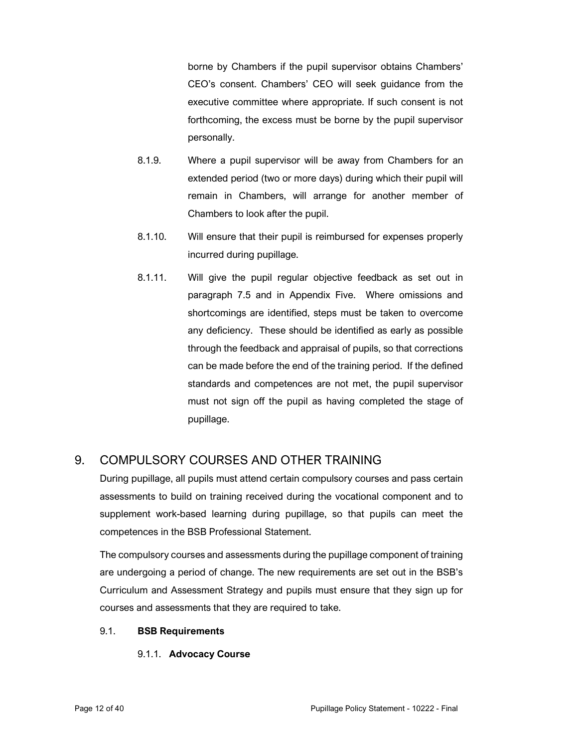borne by Chambers if the pupil supervisor obtains Chambers' CEO's consent. Chambers' CEO will seek guidance from the executive committee where appropriate. If such consent is not forthcoming, the excess must be borne by the pupil supervisor personally.

8.1.9. Where a pupil supervisor will be away from Chambers for an extended period (two or more days) during which their pupil will remain in Chambers, will arrange for another member of Chambers to look after the pupil.

8.1.10. Will ensure that their pupil is reimbursed for expenses properly incurred during pupillage.

8.1.11. Will give the pupil regular objective feedback as set out in paragraph 7.5 and in Appendix Five. Where omissions and shortcomings are identified, steps must be taken to overcome any deficiency. These should be identified as early as possible through the feedback and appraisal of pupils, so that corrections can be made before the end of the training period. If the defined standards and competences are not met, the pupil supervisor must not sign off the pupil as having completed the stage of pupillage.

## 9. COMPULSORY COURSES AND OTHER TRAINING

During pupillage, all pupils must attend certain compulsory courses and pass certain assessments to build on training received during the vocational component and to supplement work-based learning during pupillage, so that pupils can meet the competences in the BSB Professional Statement.

The compulsory courses and assessments during the pupillage component of training are undergoing a period of change. The new requirements are set out in the BSB's Curriculum and Assessment Strategy and pupils must ensure that they sign up for courses and assessments that they are required to take.

### 9.1. **BSB Requirements**

#### 9.1.1. **Advocacy Course**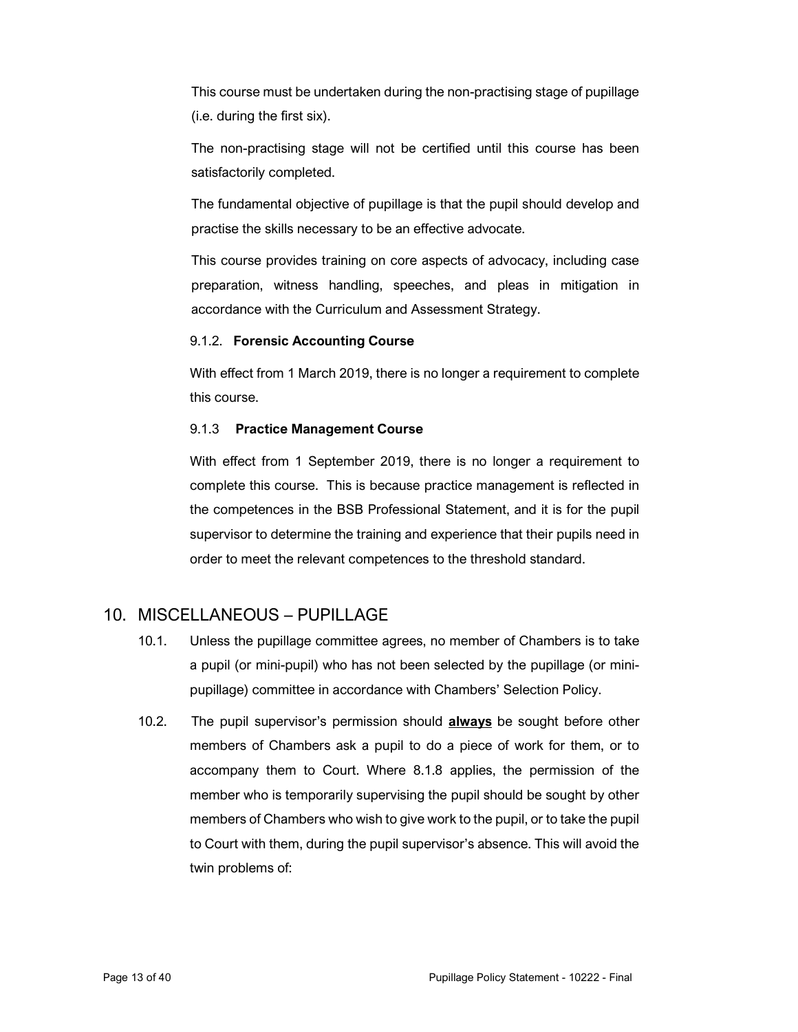This course must be undertaken during the non-practising stage of pupillage (i.e. during the first six).

The non-practising stage will not be certified until this course has been satisfactorily completed.

The fundamental objective of pupillage is that the pupil should develop and practise the skills necessary to be an effective advocate.

This course provides training on core aspects of advocacy, including case preparation, witness handling, speeches, and pleas in mitigation in accordance with the Curriculum and Assessment Strategy.

#### 9.1.2. **Forensic Accounting Course**

With effect from 1 March 2019, there is no longer a requirement to complete this course.

#### 9.1.3 **Practice Management Course**

With effect from 1 September 2019, there is no longer a requirement to complete this course. This is because practice management is reflected in the competences in the BSB Professional Statement, and it is for the pupil supervisor to determine the training and experience that their pupils need in order to meet the relevant competences to the threshold standard.

## 10. MISCELLANEOUS – PUPILLAGE

10.1. Unless the pupillage committee agrees, no member of Chambers is to take a pupil (or mini-pupil) who has not been selected by the pupillage (or mini-pupillage) committee in accordance with Chambers' Selection Policy.

10.2. The pupil supervisor's permission should **always** be sought before other members of Chambers ask a pupil to do a piece of work for them, or to accompany them to Court. Where 8.1.8 applies, the permission of the member who is temporarily supervising the pupil should be sought by other members of Chambers who wish to give work to the pupil, or to take the pupil to Court with them, during the pupil supervisor's absence. This will avoid the twin problems of: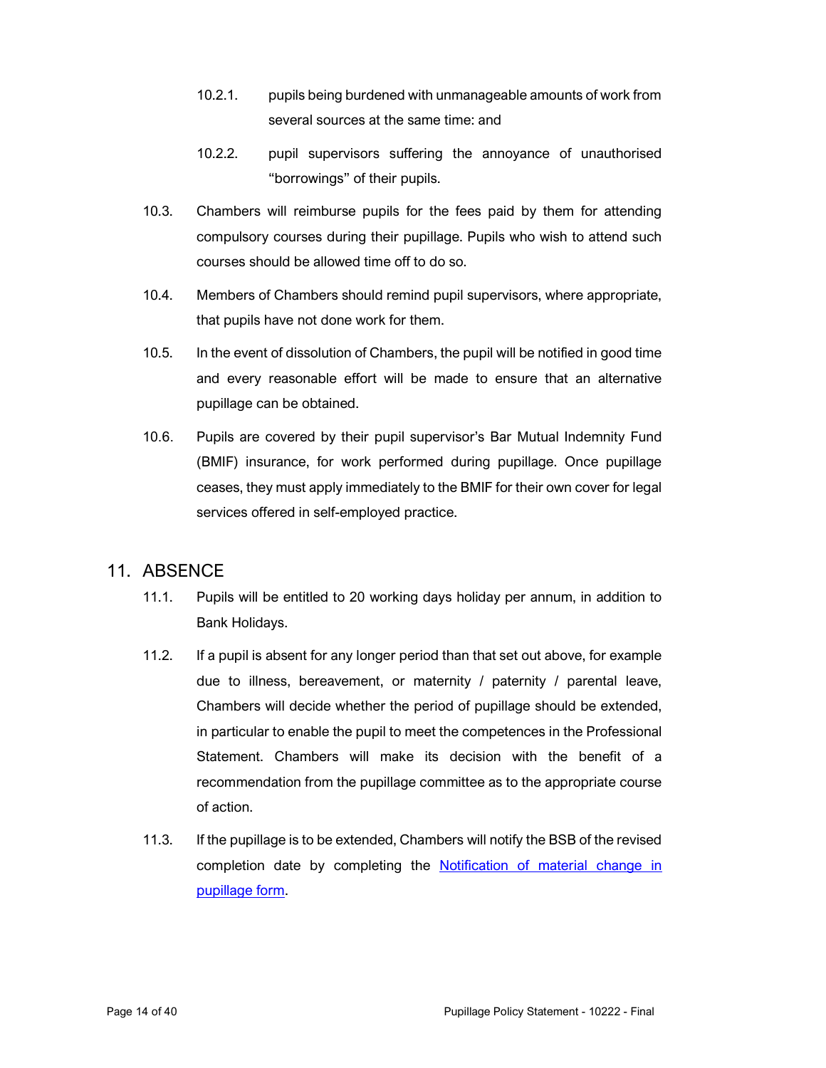10.2.1. pupils being burdened with unmanageable amounts of work from several sources at the same time: and

10.2.2. pupil supervisors suffering the annoyance of unauthorised "borrowings" of their pupils.

10.3. Chambers will reimburse pupils for the fees paid by them for attending compulsory courses during their pupillage. Pupils who wish to attend such courses should be allowed time off to do so.

10.4. Members of Chambers should remind pupil supervisors, where appropriate, that pupils have not done work for them.

10.5. In the event of dissolution of Chambers, the pupil will be notified in good time and every reasonable effort will be made to ensure that an alternative pupillage can be obtained.

10.6. Pupils are covered by their pupil supervisor's Bar Mutual Indemnity Fund (BMIF) insurance, for work performed during pupillage. Once pupillage ceases, they must apply immediately to the BMIF for their own cover for legal services offered in self-employed practice.

## 11. ABSENCE

11.1. Pupils will be entitled to 20 working days holiday per annum, in addition to Bank Holidays.

11.2. If a pupil is absent for any longer period than that set out above, for example due to illness, bereavement, or maternity / paternity / parental leave, Chambers will decide whether the period of pupillage should be extended, in particular to enable the pupil to meet the competences in the Professional Statement. Chambers will make its decision with the benefit of a recommendation from the pupillage committee as to the appropriate course of action.

11.3. If the pupillage is to be extended, Chambers will notify the BSB of the revised completion date by completing the Notification of material change in pupillage form.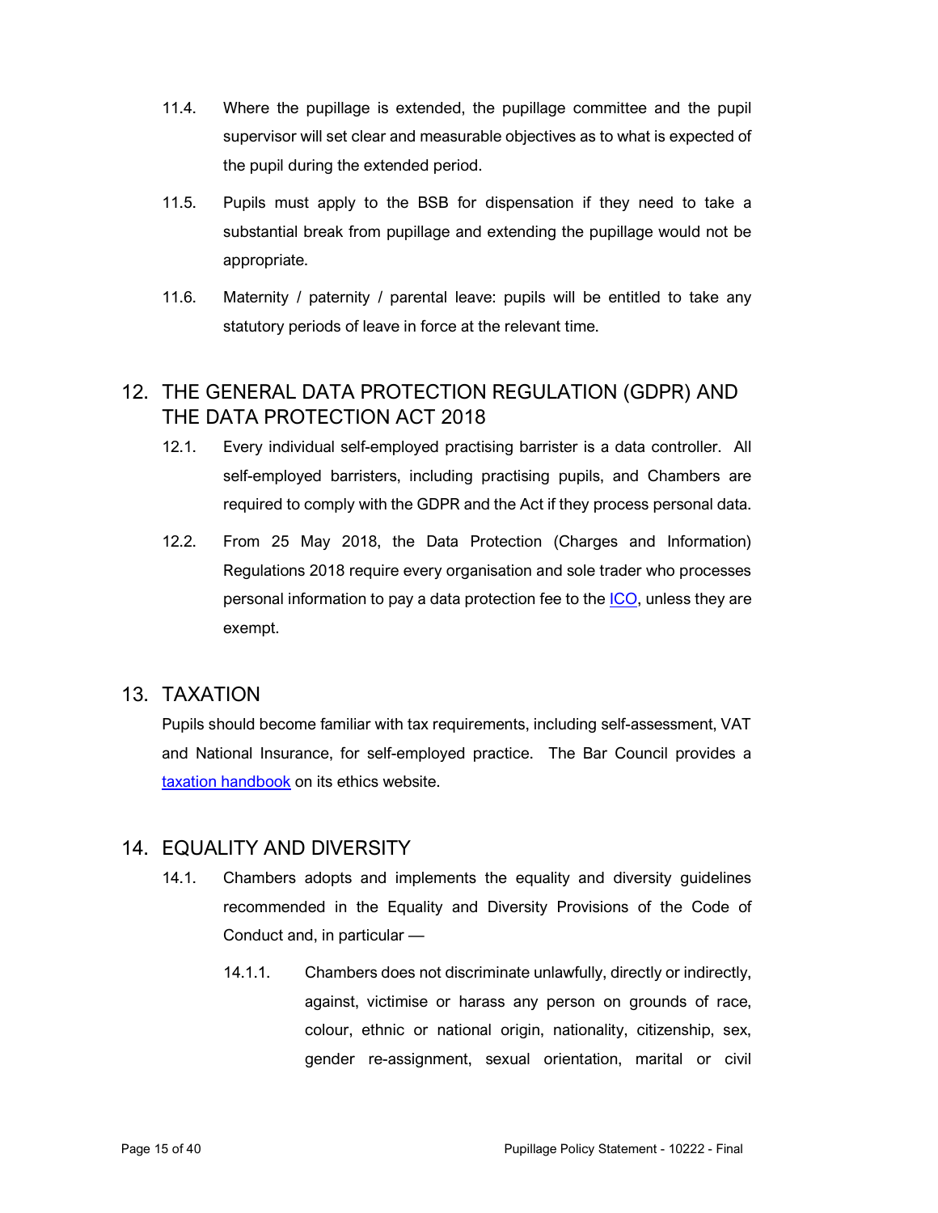11.4. Where the pupillage is extended, the pupillage committee and the pupil supervisor will set clear and measurable objectives as to what is expected of the pupil during the extended period.

11.5. Pupils must apply to the BSB for dispensation if they need to take a substantial break from pupillage and extending the pupillage would not be appropriate.

11.6. Maternity / paternity / parental leave: pupils will be entitled to take any statutory periods of leave in force at the relevant time.

## 12. THE GENERAL DATA PROTECTION REGULATION (GDPR) AND THE DATA PROTECTION ACT 2018

12.1. Every individual self-employed practising barrister is a data controller. All self-employed barristers, including practising pupils, and Chambers are required to comply with the GDPR and the Act if they process personal data.

12.2. From 25 May 2018, the Data Protection (Charges and Information) Regulations 2018 require every organisation and sole trader who processes personal information to pay a data protection fee to the ICO, unless they are exempt.

## 13. TAXATION

Pupils should become familiar with tax requirements, including self-assessment, VAT and National Insurance, for self-employed practice. The Bar Council provides a taxation handbook on its ethics website.

## 14. EQUALITY AND DIVERSITY

14.1. Chambers adopts and implements the equality and diversity guidelines recommended in the Equality and Diversity Provisions of the Code of Conduct and, in particular —

14.1.1. Chambers does not discriminate unlawfully, directly or indirectly, against, victimise or harass any person on grounds of race, colour, ethnic or national origin, nationality, citizenship, sex, gender re-assignment, sexual orientation, marital or civil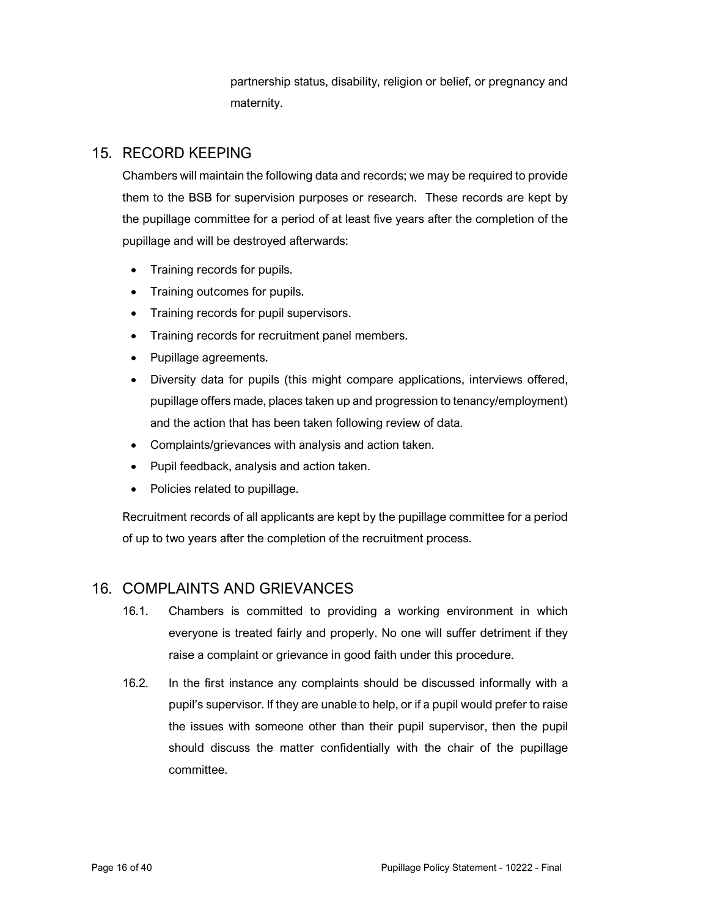partnership status, disability, religion or belief, or pregnancy and maternity.

## 15. RECORD KEEPING

Chambers will maintain the following data and records; we may be required to provide them to the BSB for supervision purposes or research. These records are kept by the pupillage committee for a period of at least five years after the completion of the pupillage and will be destroyed afterwards:

- Training records for pupils.
- Training outcomes for pupils.
- Training records for pupil supervisors.
- Training records for recruitment panel members.
- Pupillage agreements.
- Diversity data for pupils (this might compare applications, interviews offered, pupillage offers made, places taken up and progression to tenancy/employment) and the action that has been taken following review of data.
- Complaints/grievances with analysis and action taken.
- Pupil feedback, analysis and action taken.
- Policies related to pupillage.

Recruitment records of all applicants are kept by the pupillage committee for a period of up to two years after the completion of the recruitment process.

## 16. COMPLAINTS AND GRIEVANCES

16.1. Chambers is committed to providing a working environment in which everyone is treated fairly and properly. No one will suffer detriment if they raise a complaint or grievance in good faith under this procedure.

16.2. In the first instance any complaints should be discussed informally with a pupil's supervisor. If they are unable to help, or if a pupil would prefer to raise the issues with someone other than their pupil supervisor, then the pupil should discuss the matter confidentially with the chair of the pupillage committee.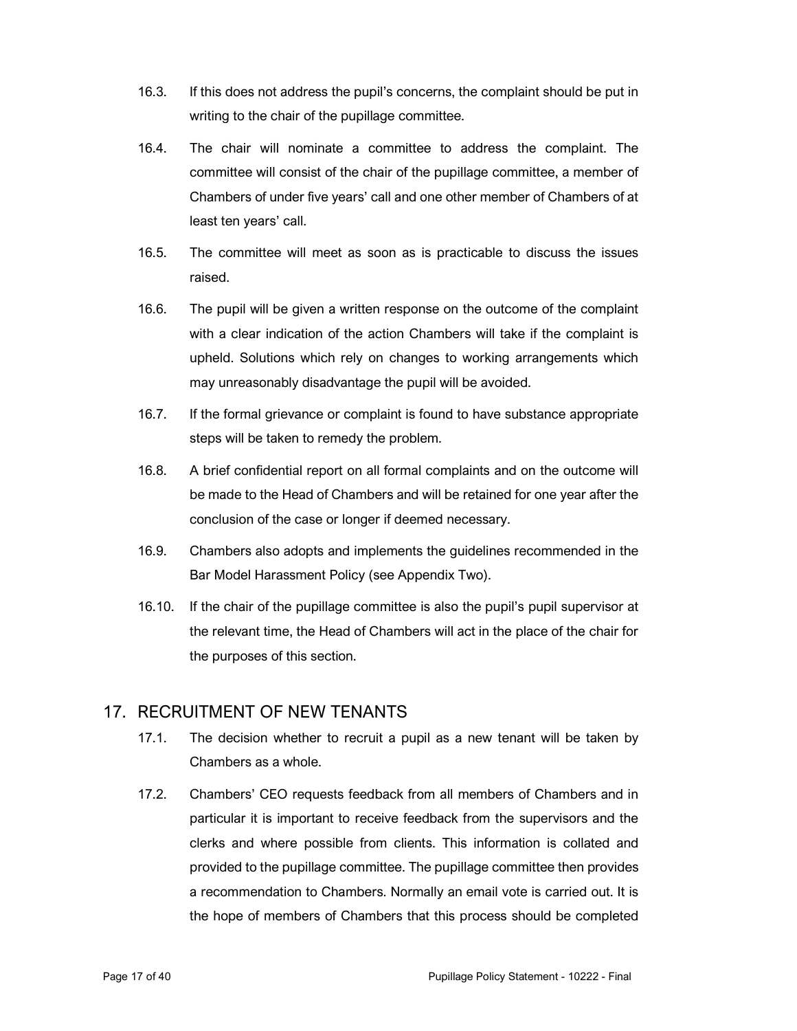16.3. If this does not address the pupil's concerns, the complaint should be put in writing to the chair of the pupillage committee.

16.4. The chair will nominate a committee to address the complaint. The committee will consist of the chair of the pupillage committee, a member of Chambers of under five years' call and one other member of Chambers of at least ten years' call.

16.5. The committee will meet as soon as is practicable to discuss the issues raised.

16.6. The pupil will be given a written response on the outcome of the complaint with a clear indication of the action Chambers will take if the complaint is upheld. Solutions which rely on changes to working arrangements which may unreasonably disadvantage the pupil will be avoided.

16.7. If the formal grievance or complaint is found to have substance appropriate steps will be taken to remedy the problem.

16.8. A brief confidential report on all formal complaints and on the outcome will be made to the Head of Chambers and will be retained for one year after the conclusion of the case or longer if deemed necessary.

16.9. Chambers also adopts and implements the guidelines recommended in the Bar Model Harassment Policy (see Appendix Two).

16.10. If the chair of the pupillage committee is also the pupil's pupil supervisor at the relevant time, the Head of Chambers will act in the place of the chair for the purposes of this section.

## 17. RECRUITMENT OF NEW TENANTS

17.1. The decision whether to recruit a pupil as a new tenant will be taken by Chambers as a whole.

17.2. Chambers' CEO requests feedback from all members of Chambers and in particular it is important to receive feedback from the supervisors and the clerks and where possible from clients. This information is collated and provided to the pupillage committee. The pupillage committee then provides a recommendation to Chambers. Normally an email vote is carried out. It is the hope of members of Chambers that this process should be completed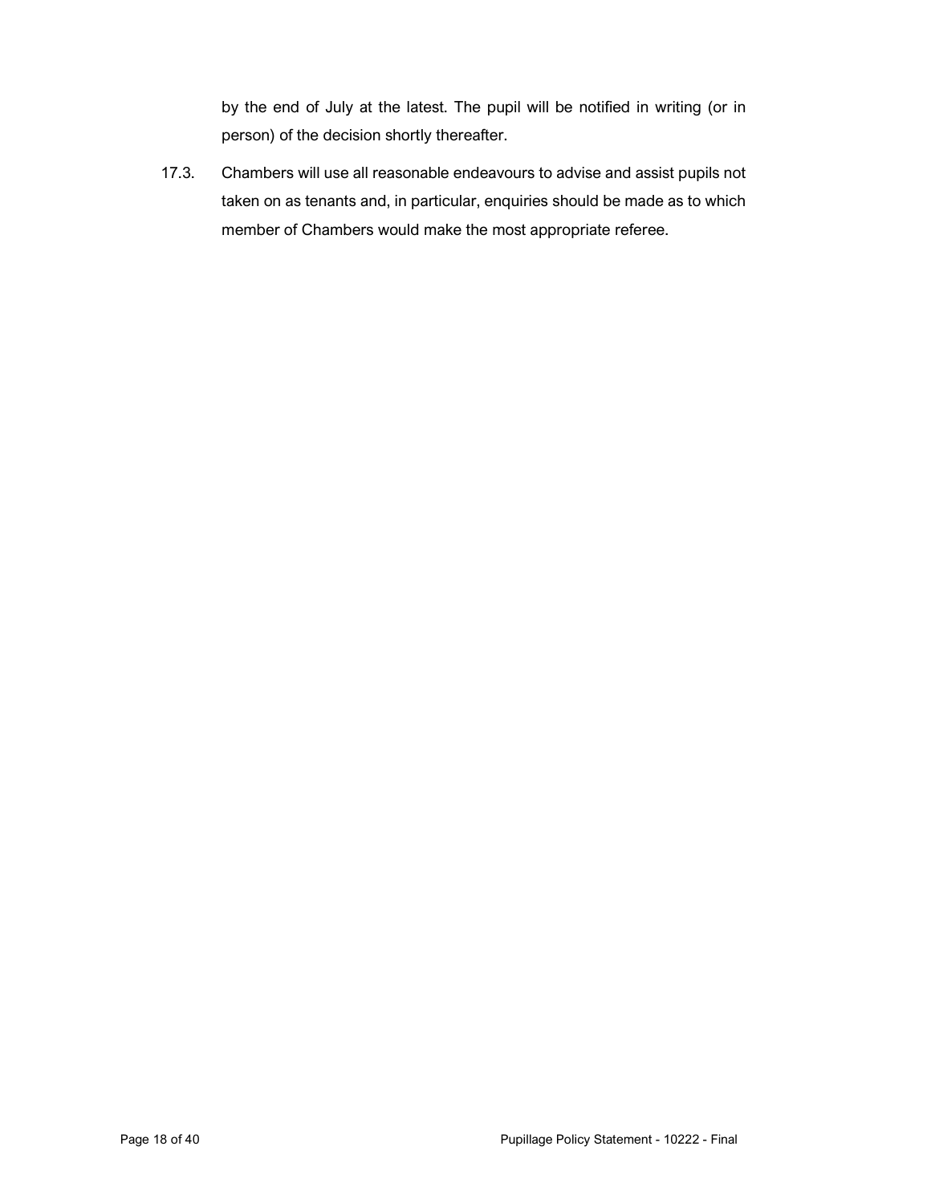by the end of July at the latest. The pupil will be notified in writing (or in person) of the decision shortly thereafter.

17.3. Chambers will use all reasonable endeavours to advise and assist pupils not taken on as tenants and, in particular, enquiries should be made as to which member of Chambers would make the most appropriate referee.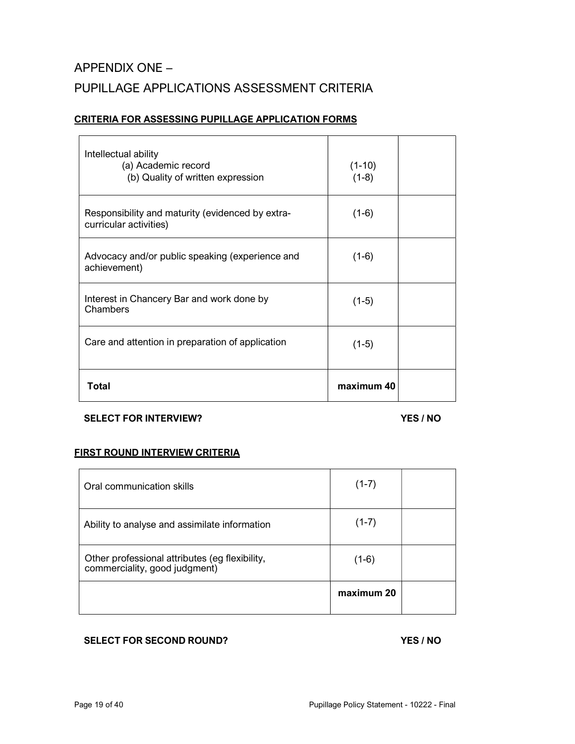# APPENDIX ONE –

# PUPILLAGE APPLICATIONS ASSESSMENT CRITERIA

## CRITERIA FOR ASSESSING PUPILLAGE APPLICATION FORMS

| Criterion | Score range | Score |
|---|---|---|
| Intellectual ability<br>(a) Academic record<br>(b) Quality of written expression | <br>(1-10)<br>(1-8) | |
| Responsibility and maturity (evidenced by extra-curricular activities) | (1-6) | |
| Advocacy and/or public speaking (experience and achievement) | (1-6) | |
| Interest in Chancery Bar and work done by Chambers | (1-5) | |
| Care and attention in preparation of application | (1-5) | |
| **Total** | **maximum 40** | |

**SELECT FOR INTERVIEW?** **YES / NO**

## FIRST ROUND INTERVIEW CRITERIA

| Criterion | Score range | Score |
|---|---|---|
| Oral communication skills | (1-7) | |
| Ability to analyse and assimilate information | (1-7) | |
| Other professional attributes (eg flexibility, commerciality, good judgment) | (1-6) | |
| | **maximum 20** | |

**SELECT FOR SECOND ROUND?** **YES / NO**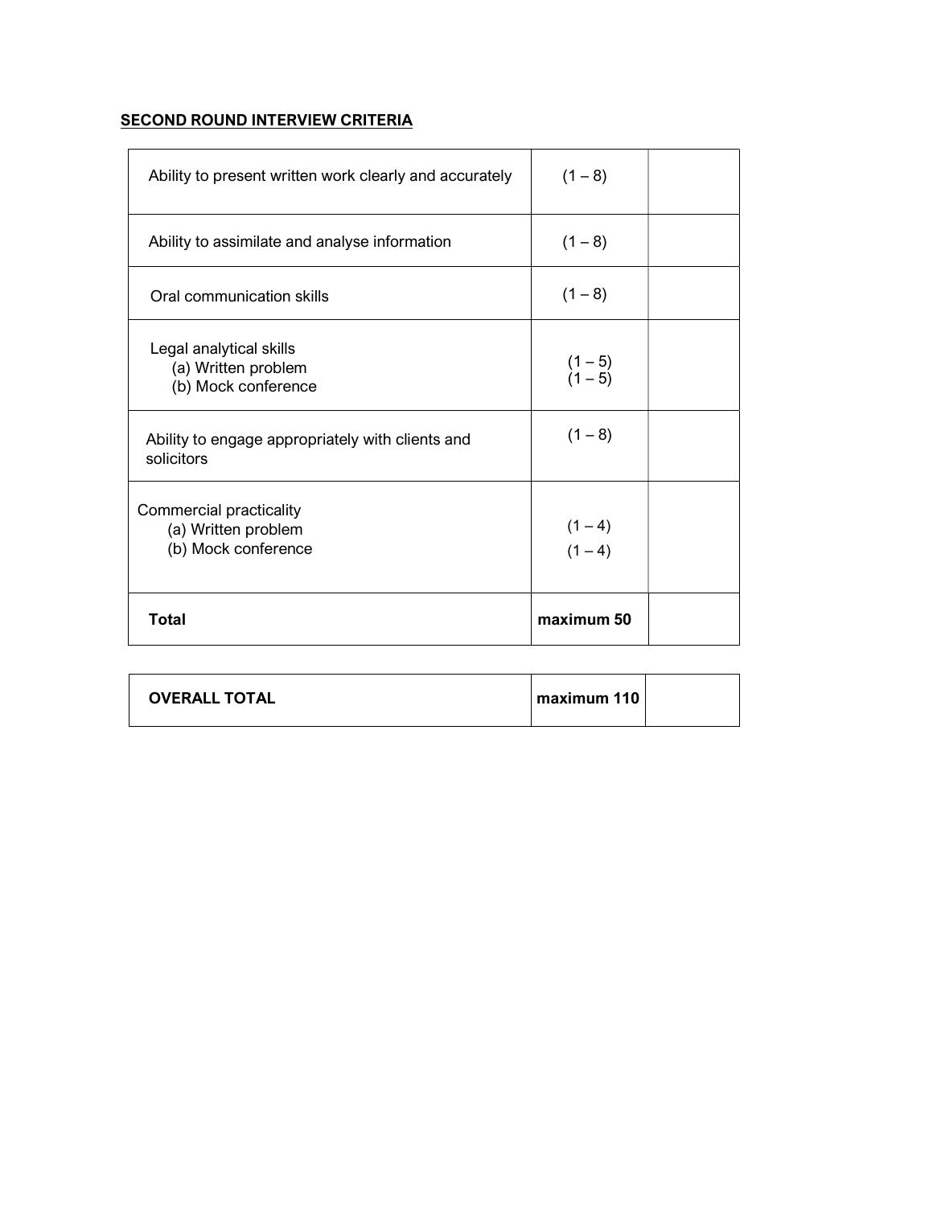**SECOND ROUND INTERVIEW CRITERIA**

| | | |
|---|---|---|
| Ability to present written work clearly and accurately | (1 – 8) | |
| Ability to assimilate and analyse information | (1 – 8) | |
| Oral communication skills | (1 – 8) | |
| Legal analytical skills<br>(a) Written problem<br>(b) Mock conference | <br>(1 – 5)<br>(1 – 5) | |
| Ability to engage appropriately with clients and solicitors | (1 – 8) | |
| Commercial practicality<br>(a) Written problem<br>(b) Mock conference | <br>(1 – 4)<br>(1 – 4) | |
| **Total** | **maximum 50** | |

| | | |
|---|---|---|
| **OVERALL TOTAL** | **maximum 110** | |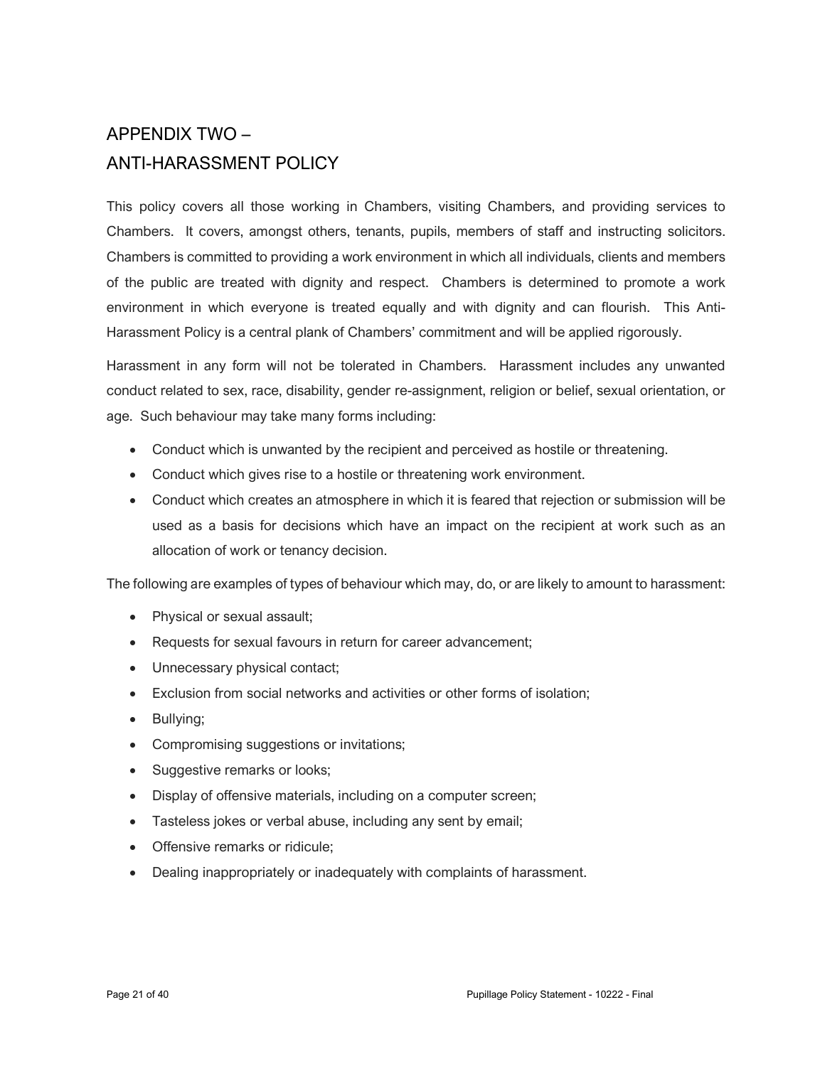## APPENDIX TWO – ANTI-HARASSMENT POLICY

This policy covers all those working in Chambers, visiting Chambers, and providing services to Chambers. It covers, amongst others, tenants, pupils, members of staff and instructing solicitors. Chambers is committed to providing a work environment in which all individuals, clients and members of the public are treated with dignity and respect. Chambers is determined to promote a work environment in which everyone is treated equally and with dignity and can flourish. This Anti-Harassment Policy is a central plank of Chambers' commitment and will be applied rigorously.

Harassment in any form will not be tolerated in Chambers. Harassment includes any unwanted conduct related to sex, race, disability, gender re-assignment, religion or belief, sexual orientation, or age. Such behaviour may take many forms including:

- Conduct which is unwanted by the recipient and perceived as hostile or threatening.
- Conduct which gives rise to a hostile or threatening work environment.
- Conduct which creates an atmosphere in which it is feared that rejection or submission will be used as a basis for decisions which have an impact on the recipient at work such as an allocation of work or tenancy decision.

The following are examples of types of behaviour which may, do, or are likely to amount to harassment:

- Physical or sexual assault;
- Requests for sexual favours in return for career advancement;
- Unnecessary physical contact;
- Exclusion from social networks and activities or other forms of isolation;
- Bullying;
- Compromising suggestions or invitations;
- Suggestive remarks or looks;
- Display of offensive materials, including on a computer screen;
- Tasteless jokes or verbal abuse, including any sent by email;
- Offensive remarks or ridicule;
- Dealing inappropriately or inadequately with complaints of harassment.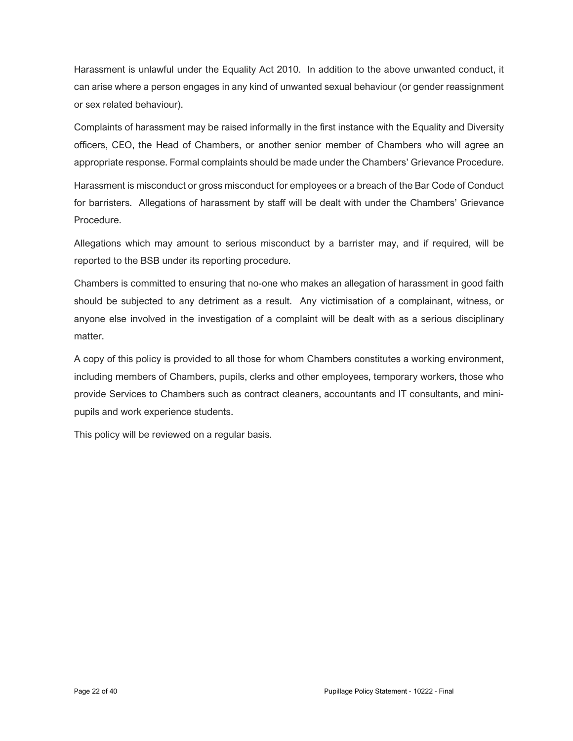Harassment is unlawful under the Equality Act 2010. In addition to the above unwanted conduct, it can arise where a person engages in any kind of unwanted sexual behaviour (or gender reassignment or sex related behaviour).

Complaints of harassment may be raised informally in the first instance with the Equality and Diversity officers, CEO, the Head of Chambers, or another senior member of Chambers who will agree an appropriate response. Formal complaints should be made under the Chambers' Grievance Procedure.

Harassment is misconduct or gross misconduct for employees or a breach of the Bar Code of Conduct for barristers. Allegations of harassment by staff will be dealt with under the Chambers' Grievance Procedure.

Allegations which may amount to serious misconduct by a barrister may, and if required, will be reported to the BSB under its reporting procedure.

Chambers is committed to ensuring that no-one who makes an allegation of harassment in good faith should be subjected to any detriment as a result. Any victimisation of a complainant, witness, or anyone else involved in the investigation of a complaint will be dealt with as a serious disciplinary matter.

A copy of this policy is provided to all those for whom Chambers constitutes a working environment, including members of Chambers, pupils, clerks and other employees, temporary workers, those who provide Services to Chambers such as contract cleaners, accountants and IT consultants, and mini-pupils and work experience students.

This policy will be reviewed on a regular basis.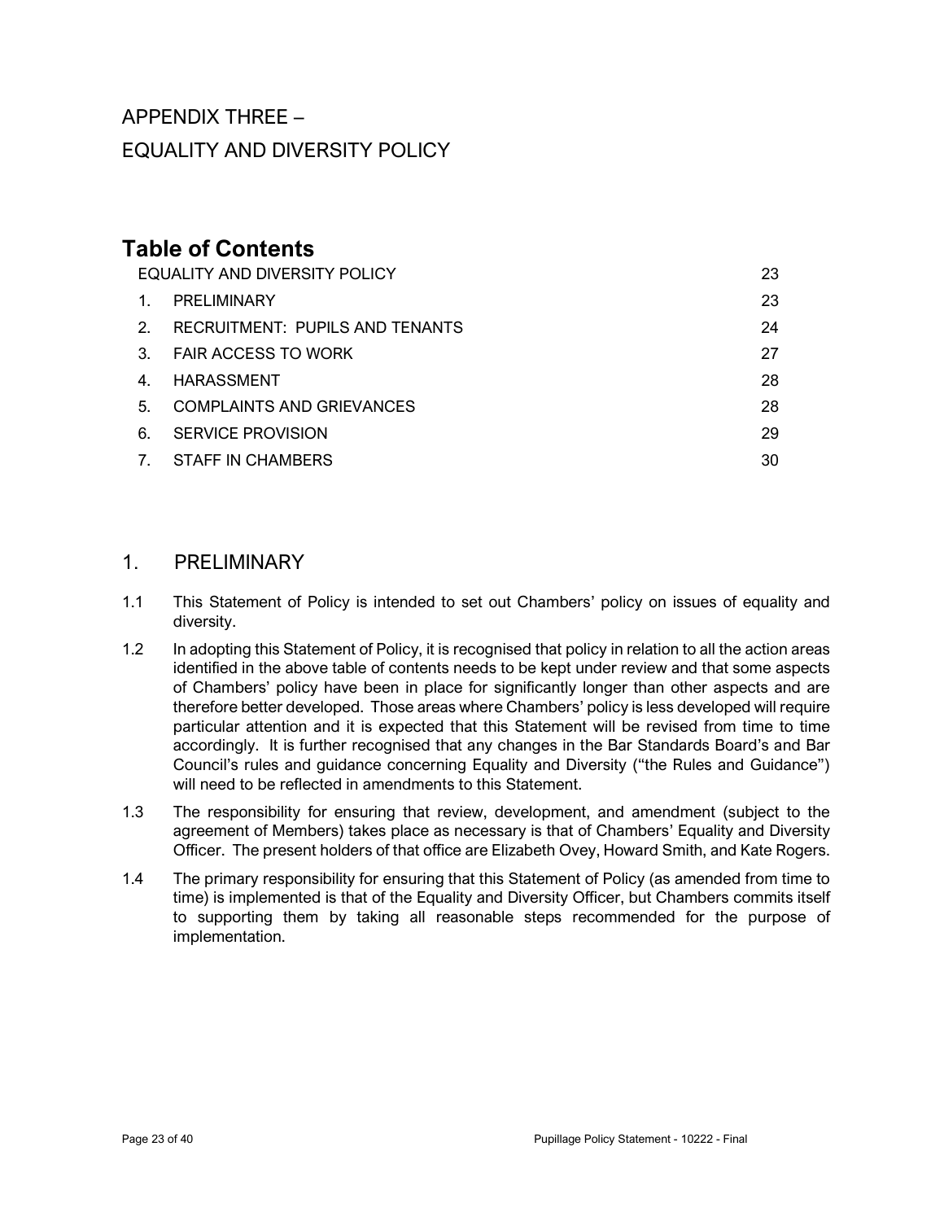# APPENDIX THREE –
# EQUALITY AND DIVERSITY POLICY

## Table of Contents

| | | |
|---|---|---|
| EQUALITY AND DIVERSITY POLICY | | 23 |
| 1. | PRELIMINARY | 23 |
| 2. | RECRUITMENT: PUPILS AND TENANTS | 24 |
| 3. | FAIR ACCESS TO WORK | 27 |
| 4. | HARASSMENT | 28 |
| 5. | COMPLAINTS AND GRIEVANCES | 28 |
| 6. | SERVICE PROVISION | 29 |
| 7. | STAFF IN CHAMBERS | 30 |

## 1. PRELIMINARY

1.1 This Statement of Policy is intended to set out Chambers' policy on issues of equality and diversity.

1.2 In adopting this Statement of Policy, it is recognised that policy in relation to all the action areas identified in the above table of contents needs to be kept under review and that some aspects of Chambers' policy have been in place for significantly longer than other aspects and are therefore better developed. Those areas where Chambers' policy is less developed will require particular attention and it is expected that this Statement will be revised from time to time accordingly. It is further recognised that any changes in the Bar Standards Board's and Bar Council's rules and guidance concerning Equality and Diversity ("the Rules and Guidance") will need to be reflected in amendments to this Statement.

1.3 The responsibility for ensuring that review, development, and amendment (subject to the agreement of Members) takes place as necessary is that of Chambers' Equality and Diversity Officer. The present holders of that office are Elizabeth Ovey, Howard Smith, and Kate Rogers.

1.4 The primary responsibility for ensuring that this Statement of Policy (as amended from time to time) is implemented is that of the Equality and Diversity Officer, but Chambers commits itself to supporting them by taking all reasonable steps recommended for the purpose of implementation.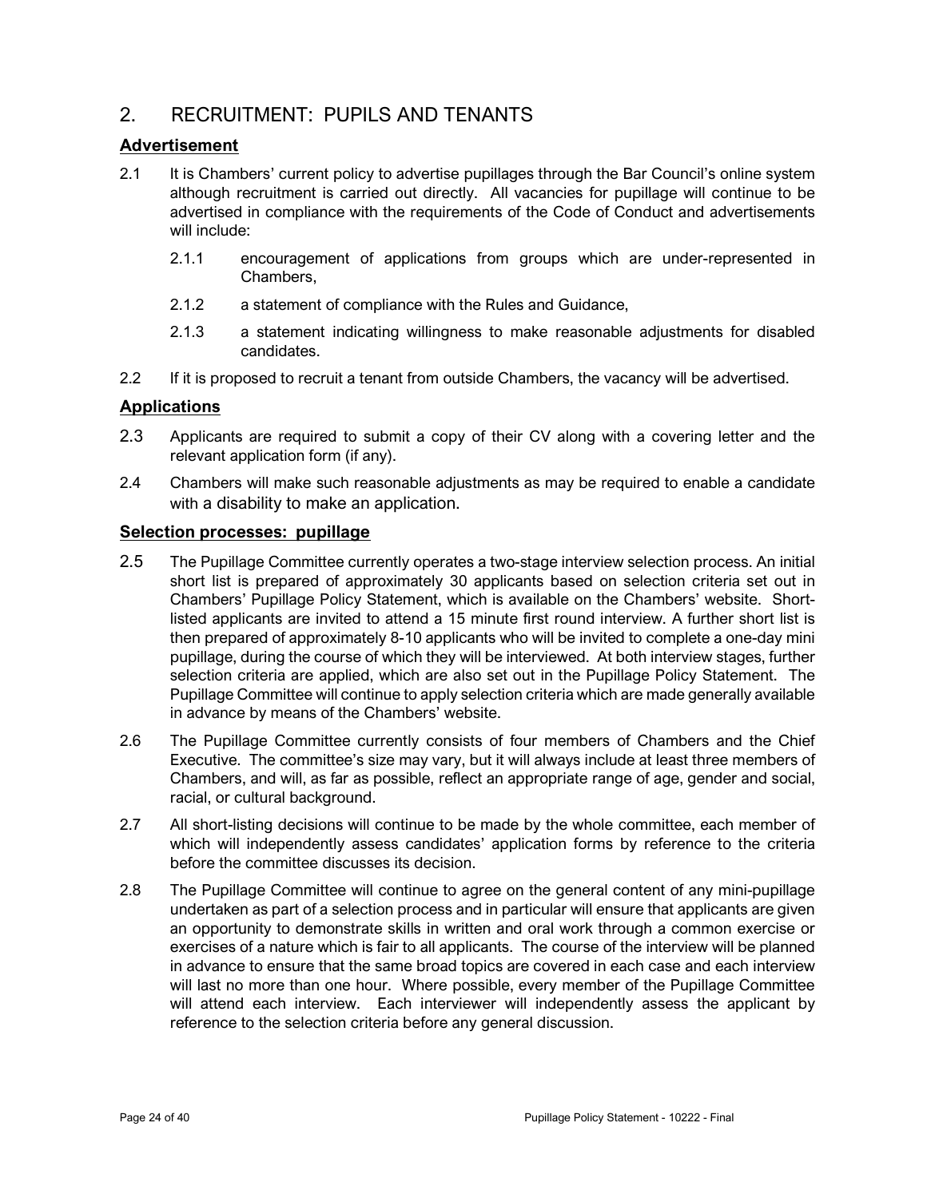## 2. RECRUITMENT: PUPILS AND TENANTS

### Advertisement

2.1 It is Chambers' current policy to advertise pupillages through the Bar Council's online system although recruitment is carried out directly. All vacancies for pupillage will continue to be advertised in compliance with the requirements of the Code of Conduct and advertisements will include:

- 2.1.1 encouragement of applications from groups which are under-represented in Chambers,
- 2.1.2 a statement of compliance with the Rules and Guidance,
- 2.1.3 a statement indicating willingness to make reasonable adjustments for disabled candidates.

2.2 If it is proposed to recruit a tenant from outside Chambers, the vacancy will be advertised.

### Applications

2.3 Applicants are required to submit a copy of their CV along with a covering letter and the relevant application form (if any).

2.4 Chambers will make such reasonable adjustments as may be required to enable a candidate with a disability to make an application.

### Selection processes: pupillage

2.5 The Pupillage Committee currently operates a two-stage interview selection process. An initial short list is prepared of approximately 30 applicants based on selection criteria set out in Chambers' Pupillage Policy Statement, which is available on the Chambers' website. Short-listed applicants are invited to attend a 15 minute first round interview. A further short list is then prepared of approximately 8-10 applicants who will be invited to complete a one-day mini pupillage, during the course of which they will be interviewed. At both interview stages, further selection criteria are applied, which are also set out in the Pupillage Policy Statement. The Pupillage Committee will continue to apply selection criteria which are made generally available in advance by means of the Chambers' website.

2.6 The Pupillage Committee currently consists of four members of Chambers and the Chief Executive. The committee's size may vary, but it will always include at least three members of Chambers, and will, as far as possible, reflect an appropriate range of age, gender and social, racial, or cultural background.

2.7 All short-listing decisions will continue to be made by the whole committee, each member of which will independently assess candidates' application forms by reference to the criteria before the committee discusses its decision.

2.8 The Pupillage Committee will continue to agree on the general content of any mini-pupillage undertaken as part of a selection process and in particular will ensure that applicants are given an opportunity to demonstrate skills in written and oral work through a common exercise or exercises of a nature which is fair to all applicants. The course of the interview will be planned in advance to ensure that the same broad topics are covered in each case and each interview will last no more than one hour. Where possible, every member of the Pupillage Committee will attend each interview. Each interviewer will independently assess the applicant by reference to the selection criteria before any general discussion.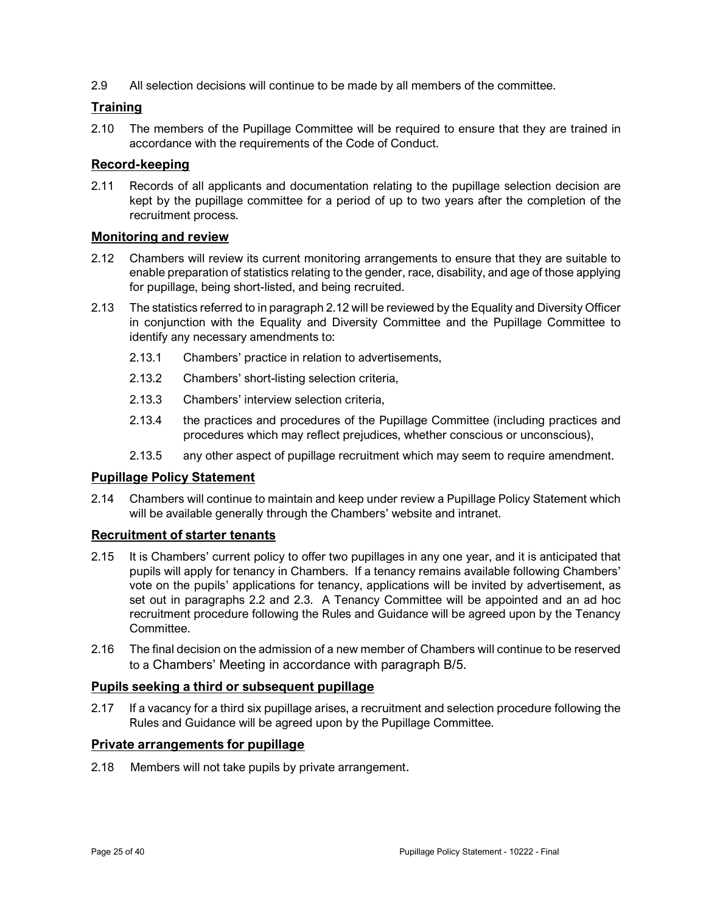2.9 All selection decisions will continue to be made by all members of the committee.

## Training

2.10 The members of the Pupillage Committee will be required to ensure that they are trained in accordance with the requirements of the Code of Conduct.

## Record-keeping

2.11 Records of all applicants and documentation relating to the pupillage selection decision are kept by the pupillage committee for a period of up to two years after the completion of the recruitment process.

## Monitoring and review

2.12 Chambers will review its current monitoring arrangements to ensure that they are suitable to enable preparation of statistics relating to the gender, race, disability, and age of those applying for pupillage, being short-listed, and being recruited.

2.13 The statistics referred to in paragraph 2.12 will be reviewed by the Equality and Diversity Officer in conjunction with the Equality and Diversity Committee and the Pupillage Committee to identify any necessary amendments to:

- 2.13.1 Chambers' practice in relation to advertisements,
- 2.13.2 Chambers' short-listing selection criteria,
- 2.13.3 Chambers' interview selection criteria,
- 2.13.4 the practices and procedures of the Pupillage Committee (including practices and procedures which may reflect prejudices, whether conscious or unconscious),
- 2.13.5 any other aspect of pupillage recruitment which may seem to require amendment.

## Pupillage Policy Statement

2.14 Chambers will continue to maintain and keep under review a Pupillage Policy Statement which will be available generally through the Chambers' website and intranet.

## Recruitment of starter tenants

2.15 It is Chambers' current policy to offer two pupillages in any one year, and it is anticipated that pupils will apply for tenancy in Chambers. If a tenancy remains available following Chambers' vote on the pupils' applications for tenancy, applications will be invited by advertisement, as set out in paragraphs 2.2 and 2.3. A Tenancy Committee will be appointed and an ad hoc recruitment procedure following the Rules and Guidance will be agreed upon by the Tenancy Committee.

2.16 The final decision on the admission of a new member of Chambers will continue to be reserved to a Chambers' Meeting in accordance with paragraph B/5.

## Pupils seeking a third or subsequent pupillage

2.17 If a vacancy for a third six pupillage arises, a recruitment and selection procedure following the Rules and Guidance will be agreed upon by the Pupillage Committee.

## Private arrangements for pupillage

2.18 Members will not take pupils by private arrangement.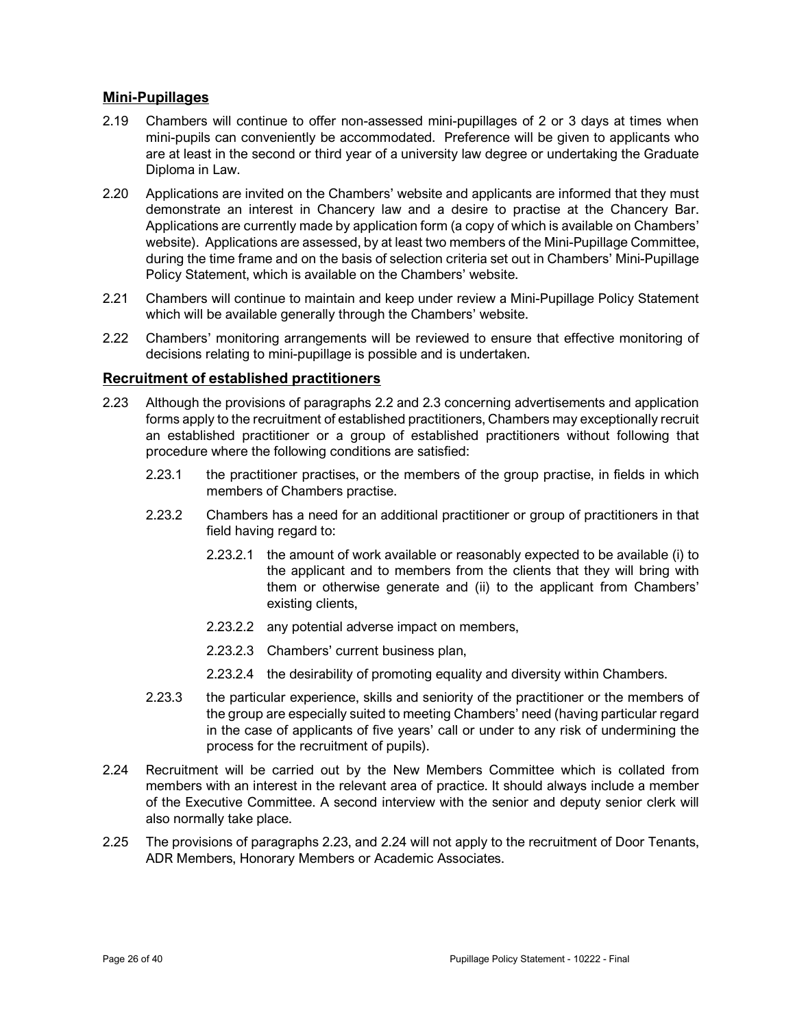## Mini-Pupillages

2.19 Chambers will continue to offer non-assessed mini-pupillages of 2 or 3 days at times when mini-pupils can conveniently be accommodated. Preference will be given to applicants who are at least in the second or third year of a university law degree or undertaking the Graduate Diploma in Law.

2.20 Applications are invited on the Chambers' website and applicants are informed that they must demonstrate an interest in Chancery law and a desire to practise at the Chancery Bar. Applications are currently made by application form (a copy of which is available on Chambers' website). Applications are assessed, by at least two members of the Mini-Pupillage Committee, during the time frame and on the basis of selection criteria set out in Chambers' Mini-Pupillage Policy Statement, which is available on the Chambers' website.

2.21 Chambers will continue to maintain and keep under review a Mini-Pupillage Policy Statement which will be available generally through the Chambers' website.

2.22 Chambers' monitoring arrangements will be reviewed to ensure that effective monitoring of decisions relating to mini-pupillage is possible and is undertaken.

## Recruitment of established practitioners

2.23 Although the provisions of paragraphs 2.2 and 2.3 concerning advertisements and application forms apply to the recruitment of established practitioners, Chambers may exceptionally recruit an established practitioner or a group of established practitioners without following that procedure where the following conditions are satisfied:

- 2.23.1 the practitioner practises, or the members of the group practise, in fields in which members of Chambers practise.
- 2.23.2 Chambers has a need for an additional practitioner or group of practitioners in that field having regard to:
  - 2.23.2.1 the amount of work available or reasonably expected to be available (i) to the applicant and to members from the clients that they will bring with them or otherwise generate and (ii) to the applicant from Chambers' existing clients,
  - 2.23.2.2 any potential adverse impact on members,
  - 2.23.2.3 Chambers' current business plan,
  - 2.23.2.4 the desirability of promoting equality and diversity within Chambers.
- 2.23.3 the particular experience, skills and seniority of the practitioner or the members of the group are especially suited to meeting Chambers' need (having particular regard in the case of applicants of five years' call or under to any risk of undermining the process for the recruitment of pupils).

2.24 Recruitment will be carried out by the New Members Committee which is collated from members with an interest in the relevant area of practice. It should always include a member of the Executive Committee. A second interview with the senior and deputy senior clerk will also normally take place.

2.25 The provisions of paragraphs 2.23, and 2.24 will not apply to the recruitment of Door Tenants, ADR Members, Honorary Members or Academic Associates.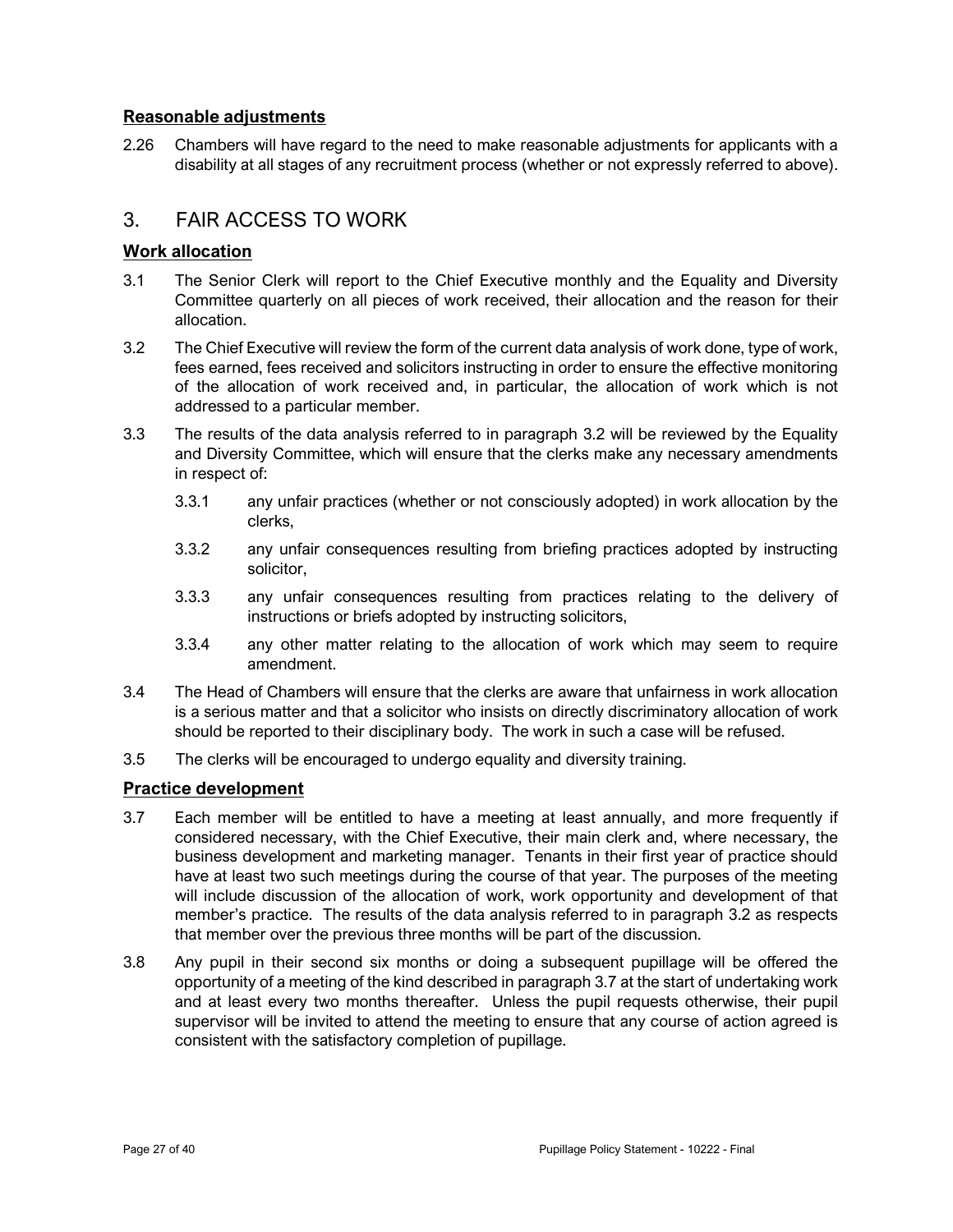**Reasonable adjustments**

2.26 Chambers will have regard to the need to make reasonable adjustments for applicants with a disability at all stages of any recruitment process (whether or not expressly referred to above).

## 3. FAIR ACCESS TO WORK

**Work allocation**

3.1 The Senior Clerk will report to the Chief Executive monthly and the Equality and Diversity Committee quarterly on all pieces of work received, their allocation and the reason for their allocation.

3.2 The Chief Executive will review the form of the current data analysis of work done, type of work, fees earned, fees received and solicitors instructing in order to ensure the effective monitoring of the allocation of work received and, in particular, the allocation of work which is not addressed to a particular member.

3.3 The results of the data analysis referred to in paragraph 3.2 will be reviewed by the Equality and Diversity Committee, which will ensure that the clerks make any necessary amendments in respect of:

3.3.1 any unfair practices (whether or not consciously adopted) in work allocation by the clerks,

3.3.2 any unfair consequences resulting from briefing practices adopted by instructing solicitor,

3.3.3 any unfair consequences resulting from practices relating to the delivery of instructions or briefs adopted by instructing solicitors,

3.3.4 any other matter relating to the allocation of work which may seem to require amendment.

3.4 The Head of Chambers will ensure that the clerks are aware that unfairness in work allocation is a serious matter and that a solicitor who insists on directly discriminatory allocation of work should be reported to their disciplinary body. The work in such a case will be refused.

3.5 The clerks will be encouraged to undergo equality and diversity training.

**Practice development**

3.7 Each member will be entitled to have a meeting at least annually, and more frequently if considered necessary, with the Chief Executive, their main clerk and, where necessary, the business development and marketing manager. Tenants in their first year of practice should have at least two such meetings during the course of that year. The purposes of the meeting will include discussion of the allocation of work, work opportunity and development of that member's practice. The results of the data analysis referred to in paragraph 3.2 as respects that member over the previous three months will be part of the discussion.

3.8 Any pupil in their second six months or doing a subsequent pupillage will be offered the opportunity of a meeting of the kind described in paragraph 3.7 at the start of undertaking work and at least every two months thereafter. Unless the pupil requests otherwise, their pupil supervisor will be invited to attend the meeting to ensure that any course of action agreed is consistent with the satisfactory completion of pupillage.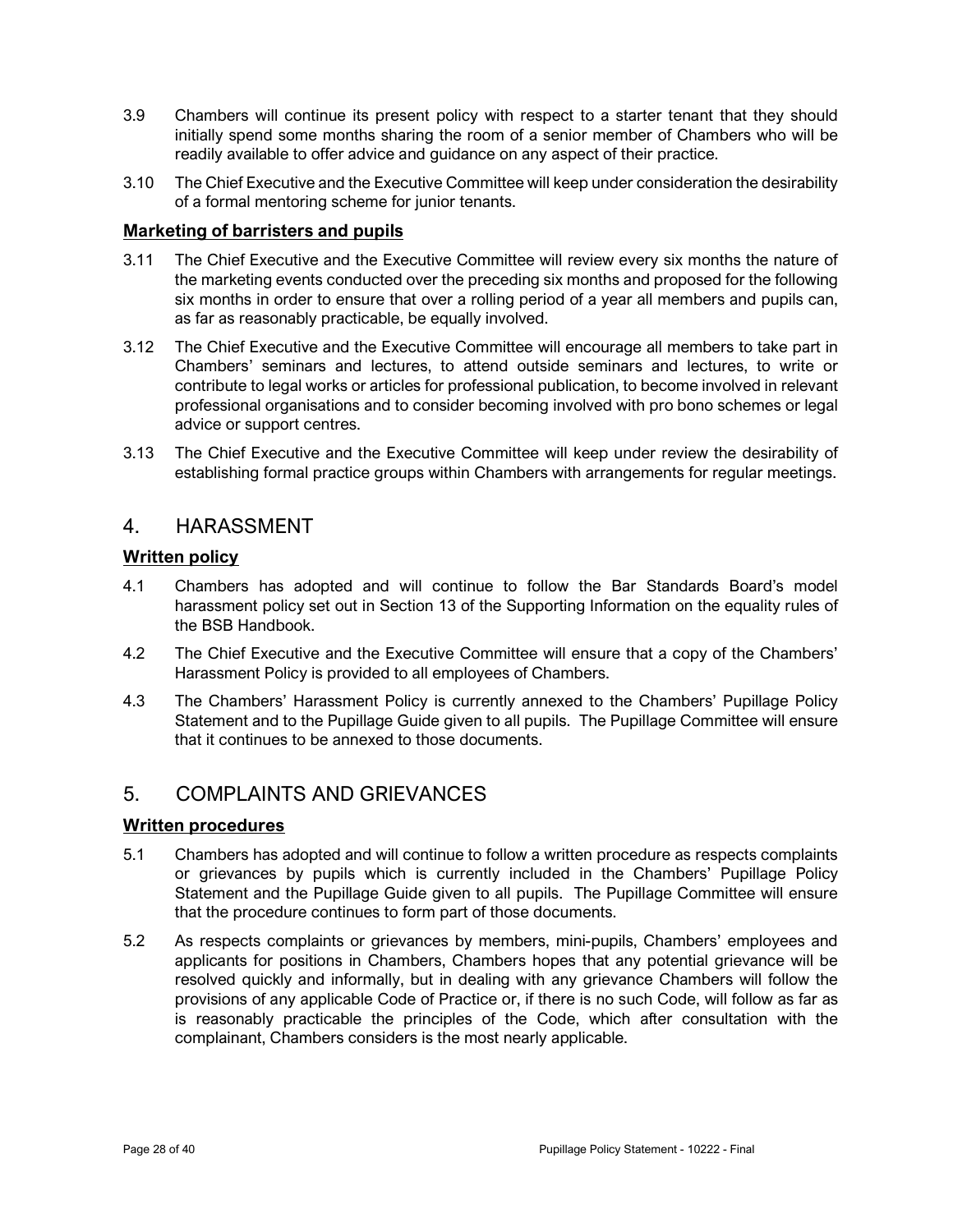3.9 Chambers will continue its present policy with respect to a starter tenant that they should initially spend some months sharing the room of a senior member of Chambers who will be readily available to offer advice and guidance on any aspect of their practice.

3.10 The Chief Executive and the Executive Committee will keep under consideration the desirability of a formal mentoring scheme for junior tenants.

**Marketing of barristers and pupils**

3.11 The Chief Executive and the Executive Committee will review every six months the nature of the marketing events conducted over the preceding six months and proposed for the following six months in order to ensure that over a rolling period of a year all members and pupils can, as far as reasonably practicable, be equally involved.

3.12 The Chief Executive and the Executive Committee will encourage all members to take part in Chambers' seminars and lectures, to attend outside seminars and lectures, to write or contribute to legal works or articles for professional publication, to become involved in relevant professional organisations and to consider becoming involved with pro bono schemes or legal advice or support centres.

3.13 The Chief Executive and the Executive Committee will keep under review the desirability of establishing formal practice groups within Chambers with arrangements for regular meetings.

## 4. HARASSMENT

**Written policy**

4.1 Chambers has adopted and will continue to follow the Bar Standards Board's model harassment policy set out in Section 13 of the Supporting Information on the equality rules of the BSB Handbook.

4.2 The Chief Executive and the Executive Committee will ensure that a copy of the Chambers' Harassment Policy is provided to all employees of Chambers.

4.3 The Chambers' Harassment Policy is currently annexed to the Chambers' Pupillage Policy Statement and to the Pupillage Guide given to all pupils. The Pupillage Committee will ensure that it continues to be annexed to those documents.

## 5. COMPLAINTS AND GRIEVANCES

**Written procedures**

5.1 Chambers has adopted and will continue to follow a written procedure as respects complaints or grievances by pupils which is currently included in the Chambers' Pupillage Policy Statement and the Pupillage Guide given to all pupils. The Pupillage Committee will ensure that the procedure continues to form part of those documents.

5.2 As respects complaints or grievances by members, mini-pupils, Chambers' employees and applicants for positions in Chambers, Chambers hopes that any potential grievance will be resolved quickly and informally, but in dealing with any grievance Chambers will follow the provisions of any applicable Code of Practice or, if there is no such Code, will follow as far as is reasonably practicable the principles of the Code, which after consultation with the complainant, Chambers considers is the most nearly applicable.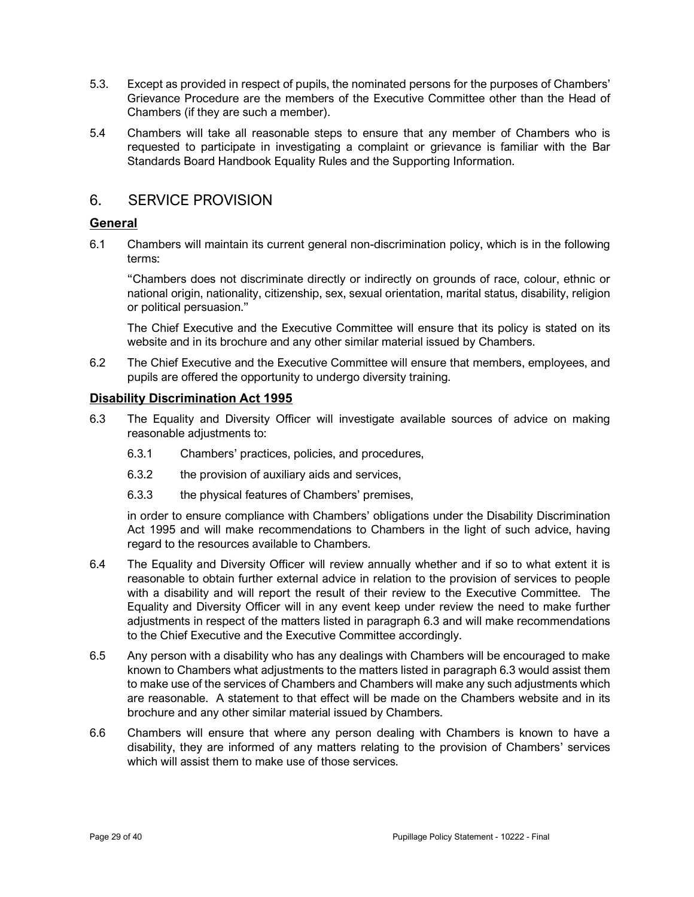5.3. Except as provided in respect of pupils, the nominated persons for the purposes of Chambers' Grievance Procedure are the members of the Executive Committee other than the Head of Chambers (if they are such a member).

5.4 Chambers will take all reasonable steps to ensure that any member of Chambers who is requested to participate in investigating a complaint or grievance is familiar with the Bar Standards Board Handbook Equality Rules and the Supporting Information.

## 6. SERVICE PROVISION

### General

6.1 Chambers will maintain its current general non-discrimination policy, which is in the following terms:

"Chambers does not discriminate directly or indirectly on grounds of race, colour, ethnic or national origin, nationality, citizenship, sex, sexual orientation, marital status, disability, religion or political persuasion."

The Chief Executive and the Executive Committee will ensure that its policy is stated on its website and in its brochure and any other similar material issued by Chambers.

6.2 The Chief Executive and the Executive Committee will ensure that members, employees, and pupils are offered the opportunity to undergo diversity training.

### Disability Discrimination Act 1995

6.3 The Equality and Diversity Officer will investigate available sources of advice on making reasonable adjustments to:

6.3.1 Chambers' practices, policies, and procedures,

6.3.2 the provision of auxiliary aids and services,

6.3.3 the physical features of Chambers' premises,

in order to ensure compliance with Chambers' obligations under the Disability Discrimination Act 1995 and will make recommendations to Chambers in the light of such advice, having regard to the resources available to Chambers.

6.4 The Equality and Diversity Officer will review annually whether and if so to what extent it is reasonable to obtain further external advice in relation to the provision of services to people with a disability and will report the result of their review to the Executive Committee. The Equality and Diversity Officer will in any event keep under review the need to make further adjustments in respect of the matters listed in paragraph 6.3 and will make recommendations to the Chief Executive and the Executive Committee accordingly.

6.5 Any person with a disability who has any dealings with Chambers will be encouraged to make known to Chambers what adjustments to the matters listed in paragraph 6.3 would assist them to make use of the services of Chambers and Chambers will make any such adjustments which are reasonable. A statement to that effect will be made on the Chambers website and in its brochure and any other similar material issued by Chambers.

6.6 Chambers will ensure that where any person dealing with Chambers is known to have a disability, they are informed of any matters relating to the provision of Chambers' services which will assist them to make use of those services.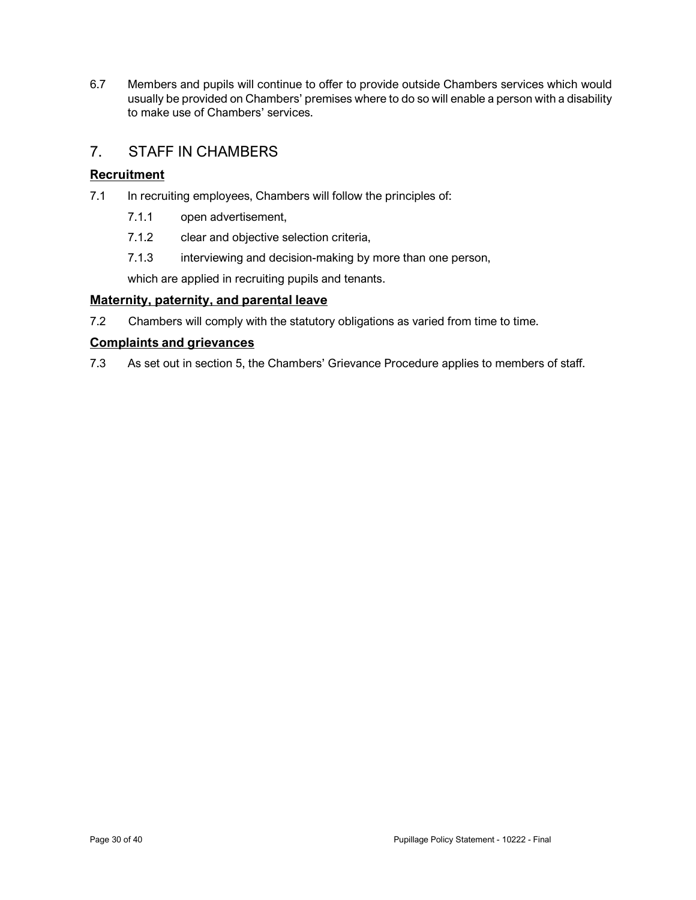6.7 Members and pupils will continue to offer to provide outside Chambers services which would usually be provided on Chambers' premises where to do so will enable a person with a disability to make use of Chambers' services.

## 7. STAFF IN CHAMBERS

### Recruitment

7.1 In recruiting employees, Chambers will follow the principles of:

- 7.1.1 open advertisement,
- 7.1.2 clear and objective selection criteria,
- 7.1.3 interviewing and decision-making by more than one person,

which are applied in recruiting pupils and tenants.

### Maternity, paternity, and parental leave

7.2 Chambers will comply with the statutory obligations as varied from time to time.

### Complaints and grievances

7.3 As set out in section 5, the Chambers' Grievance Procedure applies to members of staff.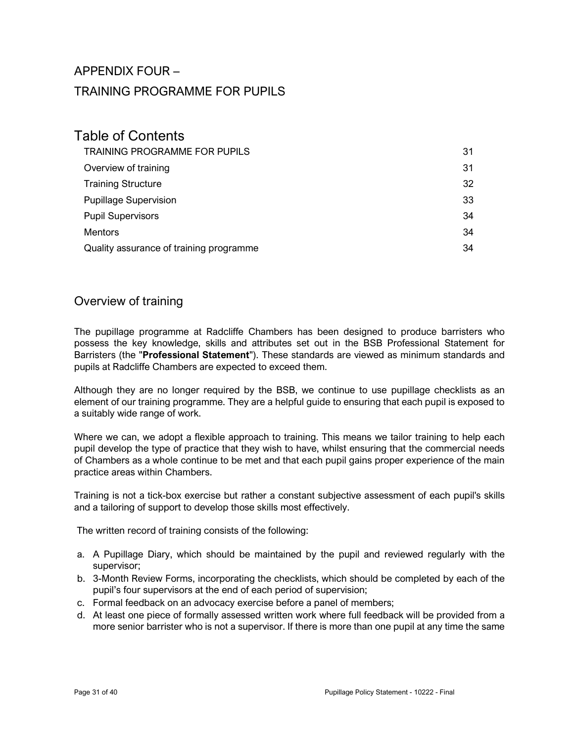# APPENDIX FOUR –

# TRAINING PROGRAMME FOR PUPILS

## Table of Contents

| | |
|---|---|
| TRAINING PROGRAMME FOR PUPILS | 31 |
| Overview of training | 31 |
| Training Structure | 32 |
| Pupillage Supervision | 33 |
| Pupil Supervisors | 34 |
| Mentors | 34 |
| Quality assurance of training programme | 34 |

## Overview of training

The pupillage programme at Radcliffe Chambers has been designed to produce barristers who possess the key knowledge, skills and attributes set out in the BSB Professional Statement for Barristers (the "**Professional Statement**"). These standards are viewed as minimum standards and pupils at Radcliffe Chambers are expected to exceed them.

Although they are no longer required by the BSB, we continue to use pupillage checklists as an element of our training programme. They are a helpful guide to ensuring that each pupil is exposed to a suitably wide range of work.

Where we can, we adopt a flexible approach to training. This means we tailor training to help each pupil develop the type of practice that they wish to have, whilst ensuring that the commercial needs of Chambers as a whole continue to be met and that each pupil gains proper experience of the main practice areas within Chambers.

Training is not a tick-box exercise but rather a constant subjective assessment of each pupil's skills and a tailoring of support to develop those skills most effectively.

The written record of training consists of the following:

a. A Pupillage Diary, which should be maintained by the pupil and reviewed regularly with the supervisor;
b. 3-Month Review Forms, incorporating the checklists, which should be completed by each of the pupil's four supervisors at the end of each period of supervision;
c. Formal feedback on an advocacy exercise before a panel of members;
d. At least one piece of formally assessed written work where full feedback will be provided from a more senior barrister who is not a supervisor. If there is more than one pupil at any time the same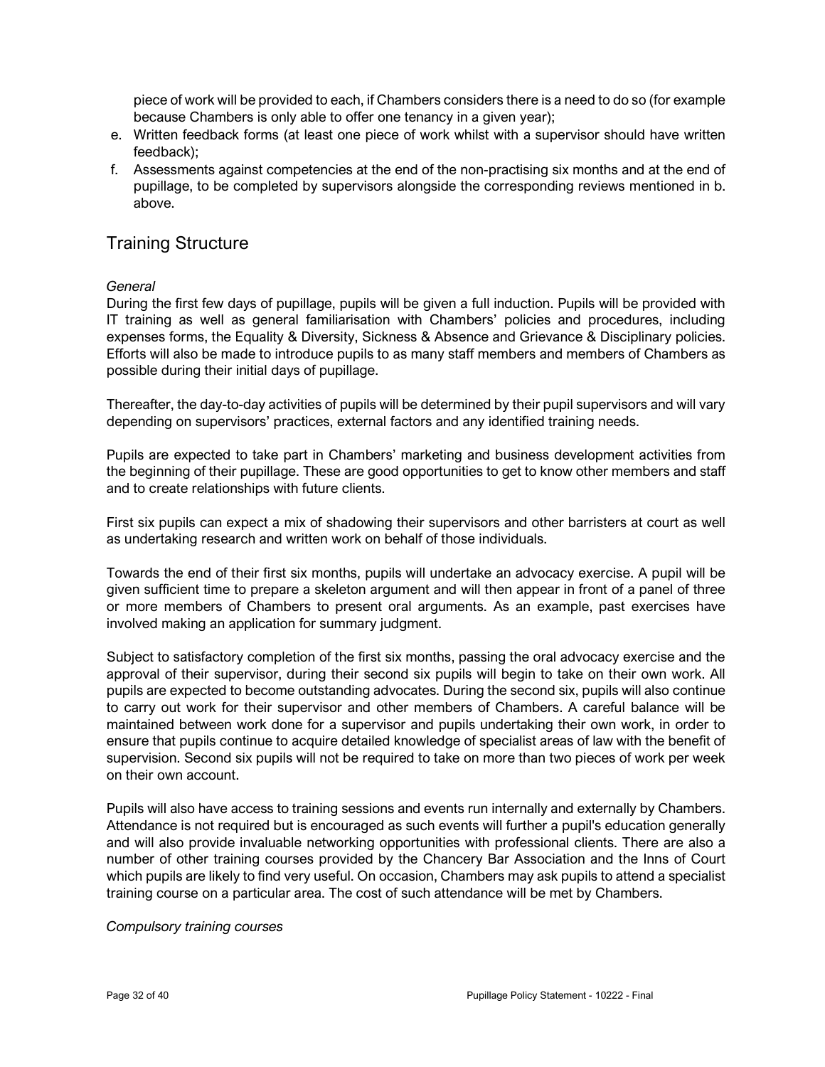piece of work will be provided to each, if Chambers considers there is a need to do so (for example because Chambers is only able to offer one tenancy in a given year);

e. Written feedback forms (at least one piece of work whilst with a supervisor should have written feedback);
f. Assessments against competencies at the end of the non-practising six months and at the end of pupillage, to be completed by supervisors alongside the corresponding reviews mentioned in b. above.

## Training Structure

*General*

During the first few days of pupillage, pupils will be given a full induction. Pupils will be provided with IT training as well as general familiarisation with Chambers' policies and procedures, including expenses forms, the Equality & Diversity, Sickness & Absence and Grievance & Disciplinary policies. Efforts will also be made to introduce pupils to as many staff members and members of Chambers as possible during their initial days of pupillage.

Thereafter, the day-to-day activities of pupils will be determined by their pupil supervisors and will vary depending on supervisors' practices, external factors and any identified training needs.

Pupils are expected to take part in Chambers' marketing and business development activities from the beginning of their pupillage. These are good opportunities to get to know other members and staff and to create relationships with future clients.

First six pupils can expect a mix of shadowing their supervisors and other barristers at court as well as undertaking research and written work on behalf of those individuals.

Towards the end of their first six months, pupils will undertake an advocacy exercise. A pupil will be given sufficient time to prepare a skeleton argument and will then appear in front of a panel of three or more members of Chambers to present oral arguments. As an example, past exercises have involved making an application for summary judgment.

Subject to satisfactory completion of the first six months, passing the oral advocacy exercise and the approval of their supervisor, during their second six pupils will begin to take on their own work. All pupils are expected to become outstanding advocates. During the second six, pupils will also continue to carry out work for their supervisor and other members of Chambers. A careful balance will be maintained between work done for a supervisor and pupils undertaking their own work, in order to ensure that pupils continue to acquire detailed knowledge of specialist areas of law with the benefit of supervision. Second six pupils will not be required to take on more than two pieces of work per week on their own account.

Pupils will also have access to training sessions and events run internally and externally by Chambers. Attendance is not required but is encouraged as such events will further a pupil's education generally and will also provide invaluable networking opportunities with professional clients. There are also a number of other training courses provided by the Chancery Bar Association and the Inns of Court which pupils are likely to find very useful. On occasion, Chambers may ask pupils to attend a specialist training course on a particular area. The cost of such attendance will be met by Chambers.

*Compulsory training courses*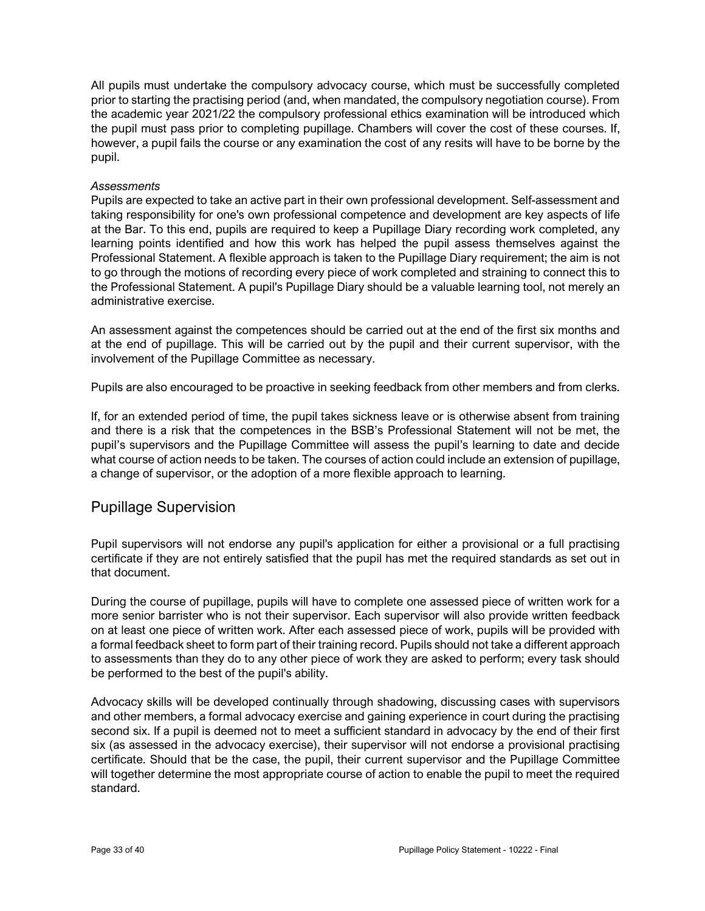All pupils must undertake the compulsory advocacy course, which must be successfully completed prior to starting the practising period (and, when mandated, the compulsory negotiation course). From the academic year 2021/22 the compulsory professional ethics examination will be introduced which the pupil must pass prior to completing pupillage. Chambers will cover the cost of these courses. If, however, a pupil fails the course or any examination the cost of any resits will have to be borne by the pupil.

*Assessments*

Pupils are expected to take an active part in their own professional development. Self-assessment and taking responsibility for one's own professional competence and development are key aspects of life at the Bar. To this end, pupils are required to keep a Pupillage Diary recording work completed, any learning points identified and how this work has helped the pupil assess themselves against the Professional Statement. A flexible approach is taken to the Pupillage Diary requirement; the aim is not to go through the motions of recording every piece of work completed and straining to connect this to the Professional Statement. A pupil's Pupillage Diary should be a valuable learning tool, not merely an administrative exercise.

An assessment against the competences should be carried out at the end of the first six months and at the end of pupillage. This will be carried out by the pupil and their current supervisor, with the involvement of the Pupillage Committee as necessary.

Pupils are also encouraged to be proactive in seeking feedback from other members and from clerks.

If, for an extended period of time, the pupil takes sickness leave or is otherwise absent from training and there is a risk that the competences in the BSB's Professional Statement will not be met, the pupil's supervisors and the Pupillage Committee will assess the pupil's learning to date and decide what course of action needs to be taken. The courses of action could include an extension of pupillage, a change of supervisor, or the adoption of a more flexible approach to learning.

## Pupillage Supervision

Pupil supervisors will not endorse any pupil's application for either a provisional or a full practising certificate if they are not entirely satisfied that the pupil has met the required standards as set out in that document.

During the course of pupillage, pupils will have to complete one assessed piece of written work for a more senior barrister who is not their supervisor. Each supervisor will also provide written feedback on at least one piece of written work. After each assessed piece of work, pupils will be provided with a formal feedback sheet to form part of their training record. Pupils should not take a different approach to assessments than they do to any other piece of work they are asked to perform; every task should be performed to the best of the pupil's ability.

Advocacy skills will be developed continually through shadowing, discussing cases with supervisors and other members, a formal advocacy exercise and gaining experience in court during the practising second six. If a pupil is deemed not to meet a sufficient standard in advocacy by the end of their first six (as assessed in the advocacy exercise), their supervisor will not endorse a provisional practising certificate. Should that be the case, the pupil, their current supervisor and the Pupillage Committee will together determine the most appropriate course of action to enable the pupil to meet the required standard.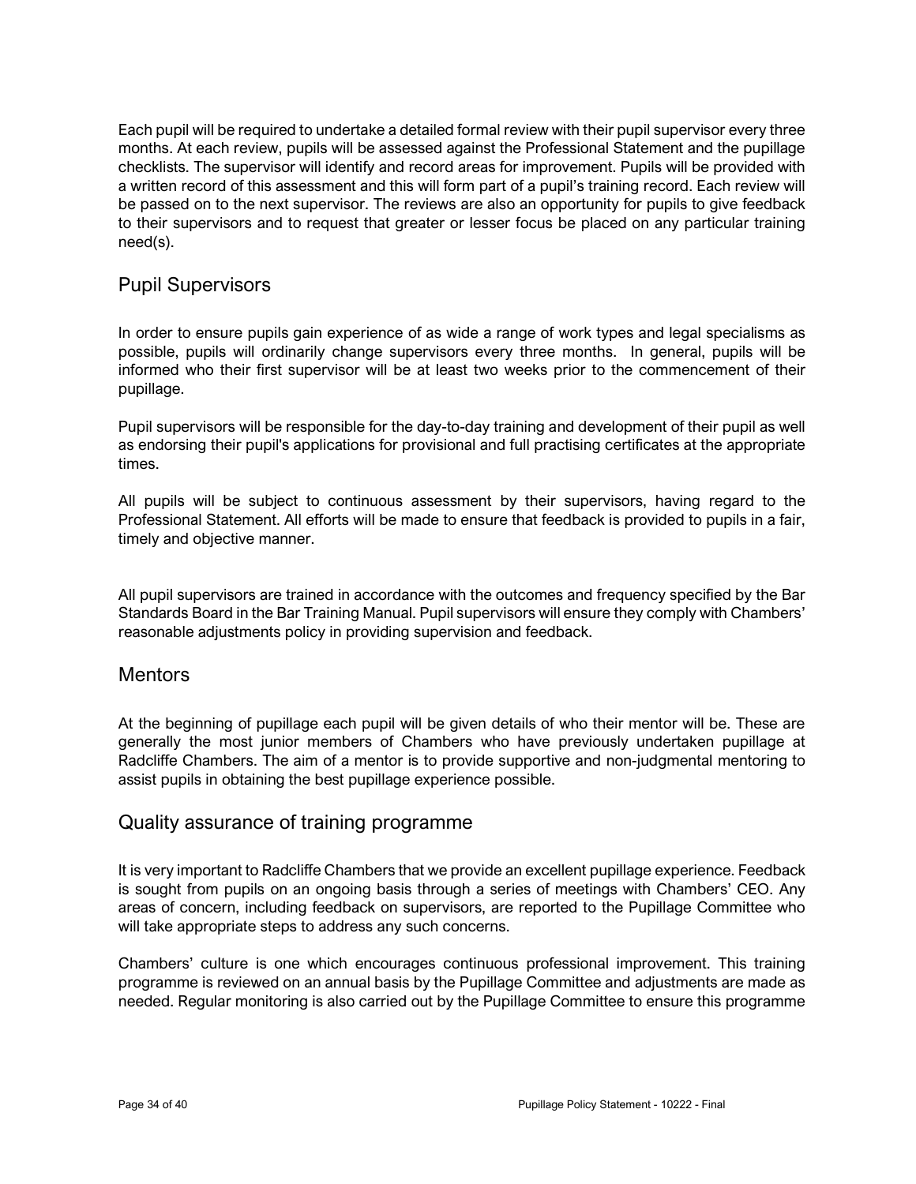Each pupil will be required to undertake a detailed formal review with their pupil supervisor every three months. At each review, pupils will be assessed against the Professional Statement and the pupillage checklists. The supervisor will identify and record areas for improvement. Pupils will be provided with a written record of this assessment and this will form part of a pupil's training record. Each review will be passed on to the next supervisor. The reviews are also an opportunity for pupils to give feedback to their supervisors and to request that greater or lesser focus be placed on any particular training need(s).

## Pupil Supervisors

In order to ensure pupils gain experience of as wide a range of work types and legal specialisms as possible, pupils will ordinarily change supervisors every three months. In general, pupils will be informed who their first supervisor will be at least two weeks prior to the commencement of their pupillage.

Pupil supervisors will be responsible for the day-to-day training and development of their pupil as well as endorsing their pupil's applications for provisional and full practising certificates at the appropriate times.

All pupils will be subject to continuous assessment by their supervisors, having regard to the Professional Statement. All efforts will be made to ensure that feedback is provided to pupils in a fair, timely and objective manner.

All pupil supervisors are trained in accordance with the outcomes and frequency specified by the Bar Standards Board in the Bar Training Manual. Pupil supervisors will ensure they comply with Chambers' reasonable adjustments policy in providing supervision and feedback.

## Mentors

At the beginning of pupillage each pupil will be given details of who their mentor will be. These are generally the most junior members of Chambers who have previously undertaken pupillage at Radcliffe Chambers. The aim of a mentor is to provide supportive and non-judgmental mentoring to assist pupils in obtaining the best pupillage experience possible.

## Quality assurance of training programme

It is very important to Radcliffe Chambers that we provide an excellent pupillage experience. Feedback is sought from pupils on an ongoing basis through a series of meetings with Chambers' CEO. Any areas of concern, including feedback on supervisors, are reported to the Pupillage Committee who will take appropriate steps to address any such concerns.

Chambers' culture is one which encourages continuous professional improvement. This training programme is reviewed on an annual basis by the Pupillage Committee and adjustments are made as needed. Regular monitoring is also carried out by the Pupillage Committee to ensure this programme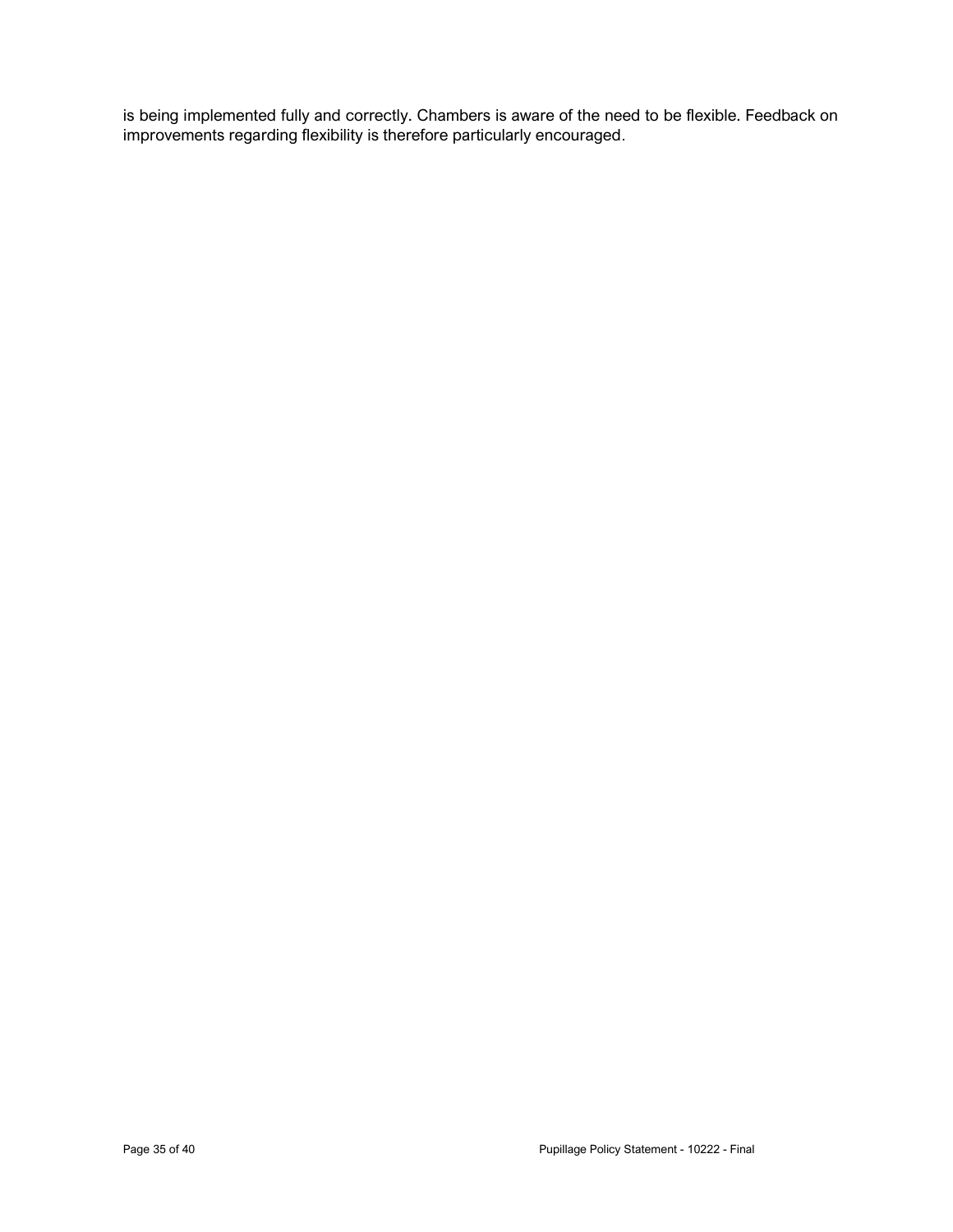is being implemented fully and correctly. Chambers is aware of the need to be flexible. Feedback on improvements regarding flexibility is therefore particularly encouraged.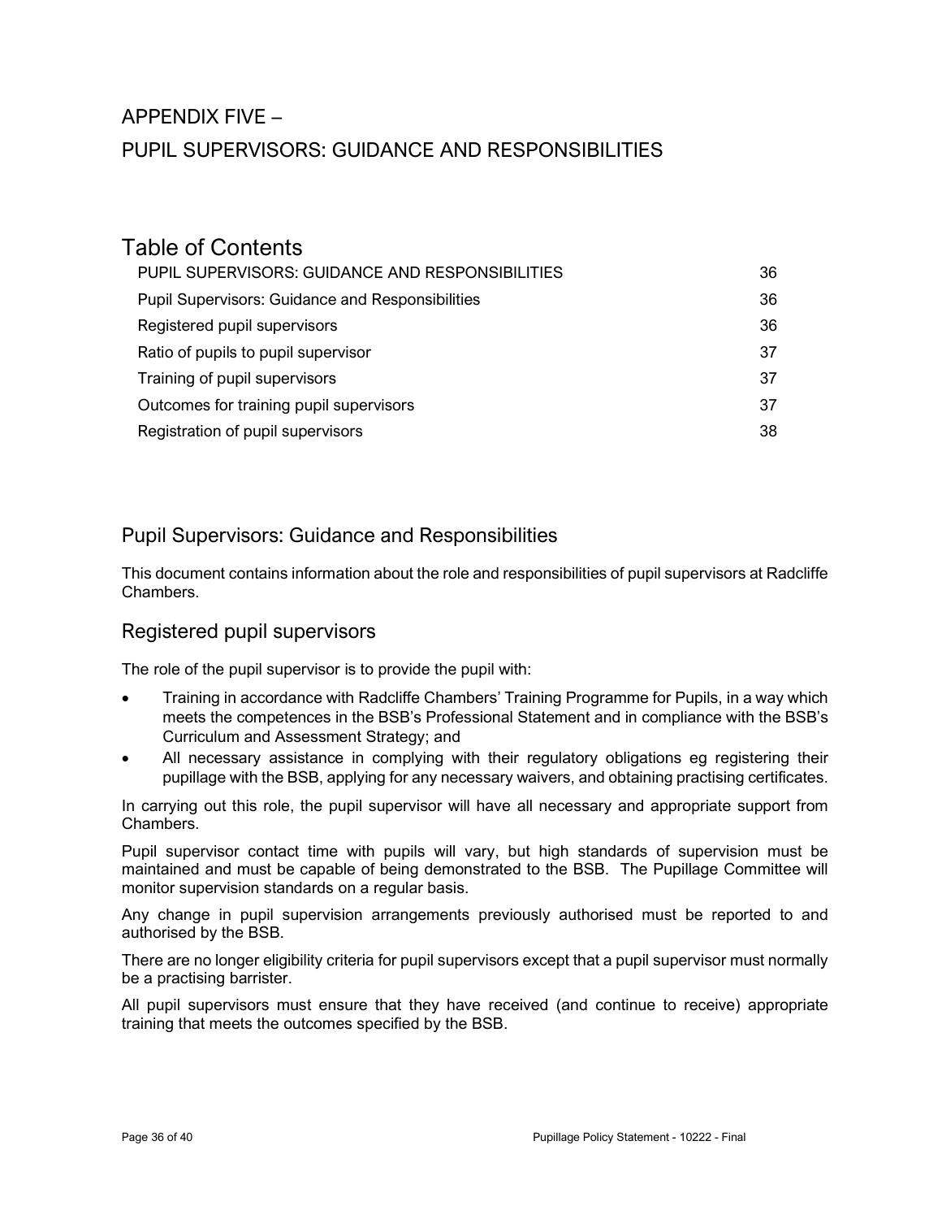# APPENDIX FIVE –
# PUPIL SUPERVISORS: GUIDANCE AND RESPONSIBILITIES

## Table of Contents

| | |
|---|---|
| PUPIL SUPERVISORS: GUIDANCE AND RESPONSIBILITIES | 36 |
| Pupil Supervisors: Guidance and Responsibilities | 36 |
| Registered pupil supervisors | 36 |
| Ratio of pupils to pupil supervisor | 37 |
| Training of pupil supervisors | 37 |
| Outcomes for training pupil supervisors | 37 |
| Registration of pupil supervisors | 38 |

## Pupil Supervisors: Guidance and Responsibilities

This document contains information about the role and responsibilities of pupil supervisors at Radcliffe Chambers.

## Registered pupil supervisors

The role of the pupil supervisor is to provide the pupil with:

- Training in accordance with Radcliffe Chambers' Training Programme for Pupils, in a way which meets the competences in the BSB's Professional Statement and in compliance with the BSB's Curriculum and Assessment Strategy; and
- All necessary assistance in complying with their regulatory obligations eg registering their pupillage with the BSB, applying for any necessary waivers, and obtaining practising certificates.

In carrying out this role, the pupil supervisor will have all necessary and appropriate support from Chambers.

Pupil supervisor contact time with pupils will vary, but high standards of supervision must be maintained and must be capable of being demonstrated to the BSB. The Pupillage Committee will monitor supervision standards on a regular basis.

Any change in pupil supervision arrangements previously authorised must be reported to and authorised by the BSB.

There are no longer eligibility criteria for pupil supervisors except that a pupil supervisor must normally be a practising barrister.

All pupil supervisors must ensure that they have received (and continue to receive) appropriate training that meets the outcomes specified by the BSB.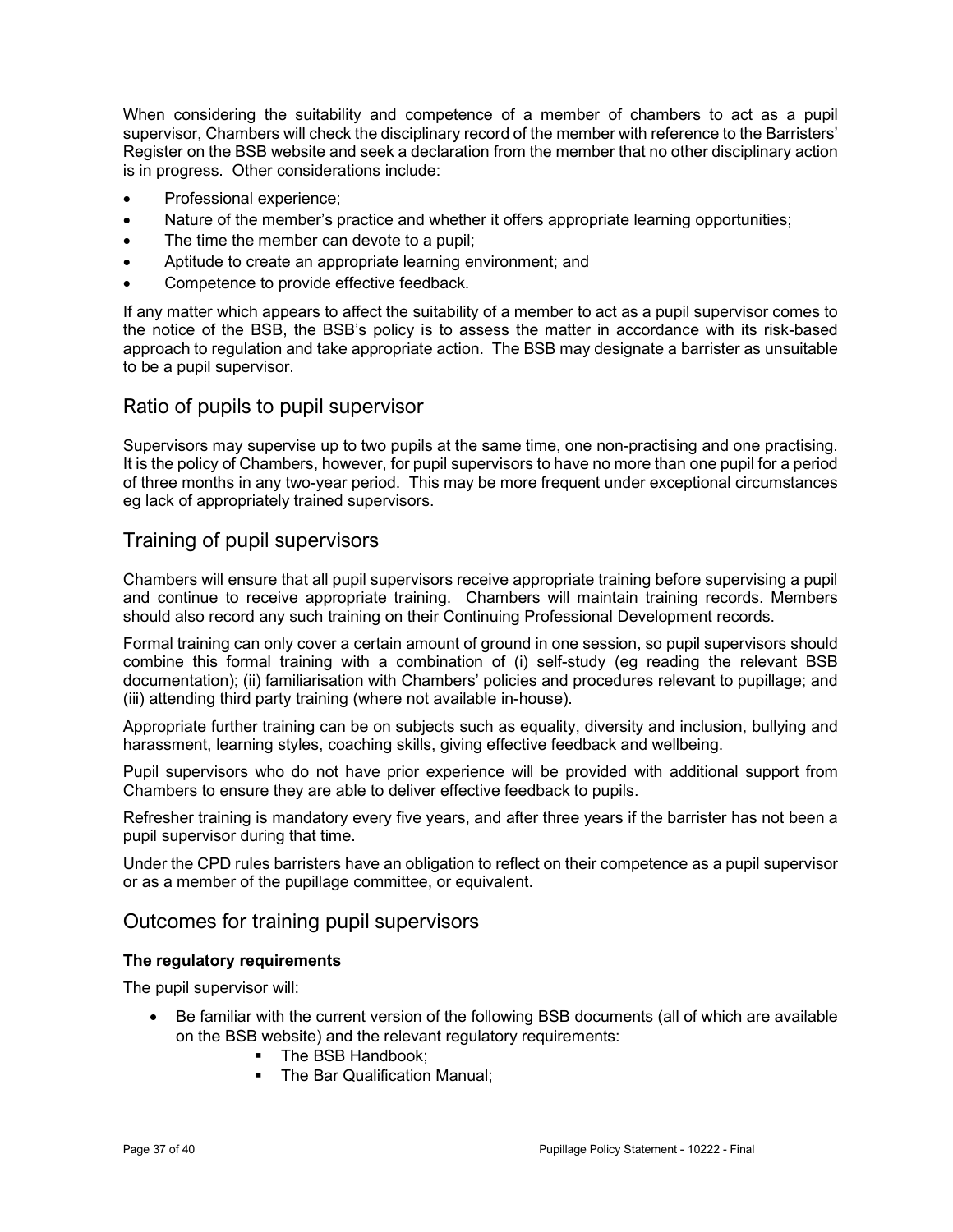When considering the suitability and competence of a member of chambers to act as a pupil supervisor, Chambers will check the disciplinary record of the member with reference to the Barristers' Register on the BSB website and seek a declaration from the member that no other disciplinary action is in progress. Other considerations include:

- Professional experience;
- Nature of the member's practice and whether it offers appropriate learning opportunities;
- The time the member can devote to a pupil;
- Aptitude to create an appropriate learning environment; and
- Competence to provide effective feedback.

If any matter which appears to affect the suitability of a member to act as a pupil supervisor comes to the notice of the BSB, the BSB's policy is to assess the matter in accordance with its risk-based approach to regulation and take appropriate action. The BSB may designate a barrister as unsuitable to be a pupil supervisor.

## Ratio of pupils to pupil supervisor

Supervisors may supervise up to two pupils at the same time, one non-practising and one practising. It is the policy of Chambers, however, for pupil supervisors to have no more than one pupil for a period of three months in any two-year period. This may be more frequent under exceptional circumstances eg lack of appropriately trained supervisors.

## Training of pupil supervisors

Chambers will ensure that all pupil supervisors receive appropriate training before supervising a pupil and continue to receive appropriate training. Chambers will maintain training records. Members should also record any such training on their Continuing Professional Development records.

Formal training can only cover a certain amount of ground in one session, so pupil supervisors should combine this formal training with a combination of (i) self-study (eg reading the relevant BSB documentation); (ii) familiarisation with Chambers' policies and procedures relevant to pupillage; and (iii) attending third party training (where not available in-house).

Appropriate further training can be on subjects such as equality, diversity and inclusion, bullying and harassment, learning styles, coaching skills, giving effective feedback and wellbeing.

Pupil supervisors who do not have prior experience will be provided with additional support from Chambers to ensure they are able to deliver effective feedback to pupils.

Refresher training is mandatory every five years, and after three years if the barrister has not been a pupil supervisor during that time.

Under the CPD rules barristers have an obligation to reflect on their competence as a pupil supervisor or as a member of the pupillage committee, or equivalent.

## Outcomes for training pupil supervisors

**The regulatory requirements**

The pupil supervisor will:

- Be familiar with the current version of the following BSB documents (all of which are available on the BSB website) and the relevant regulatory requirements:
  - The BSB Handbook;
  - The Bar Qualification Manual;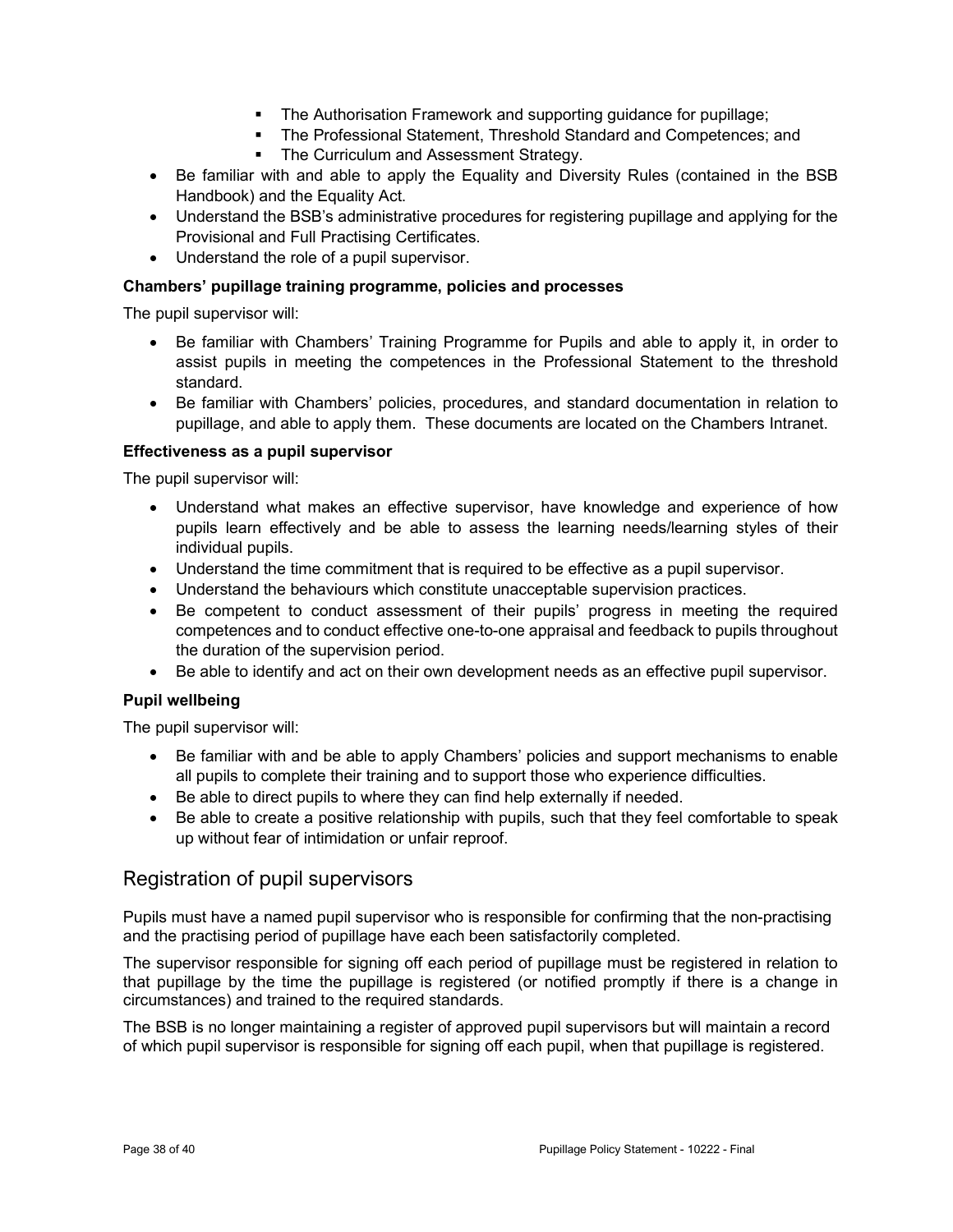- The Authorisation Framework and supporting guidance for pupillage;
    - The Professional Statement, Threshold Standard and Competences; and
    - The Curriculum and Assessment Strategy.
- Be familiar with and able to apply the Equality and Diversity Rules (contained in the BSB Handbook) and the Equality Act.
- Understand the BSB's administrative procedures for registering pupillage and applying for the Provisional and Full Practising Certificates.
- Understand the role of a pupil supervisor.

**Chambers' pupillage training programme, policies and processes**

The pupil supervisor will:

- Be familiar with Chambers' Training Programme for Pupils and able to apply it, in order to assist pupils in meeting the competences in the Professional Statement to the threshold standard.
- Be familiar with Chambers' policies, procedures, and standard documentation in relation to pupillage, and able to apply them. These documents are located on the Chambers Intranet.

**Effectiveness as a pupil supervisor**

The pupil supervisor will:

- Understand what makes an effective supervisor, have knowledge and experience of how pupils learn effectively and be able to assess the learning needs/learning styles of their individual pupils.
- Understand the time commitment that is required to be effective as a pupil supervisor.
- Understand the behaviours which constitute unacceptable supervision practices.
- Be competent to conduct assessment of their pupils' progress in meeting the required competences and to conduct effective one-to-one appraisal and feedback to pupils throughout the duration of the supervision period.
- Be able to identify and act on their own development needs as an effective pupil supervisor.

**Pupil wellbeing**

The pupil supervisor will:

- Be familiar with and be able to apply Chambers' policies and support mechanisms to enable all pupils to complete their training and to support those who experience difficulties.
- Be able to direct pupils to where they can find help externally if needed.
- Be able to create a positive relationship with pupils, such that they feel comfortable to speak up without fear of intimidation or unfair reproof.

## Registration of pupil supervisors

Pupils must have a named pupil supervisor who is responsible for confirming that the non-practising and the practising period of pupillage have each been satisfactorily completed.

The supervisor responsible for signing off each period of pupillage must be registered in relation to that pupillage by the time the pupillage is registered (or notified promptly if there is a change in circumstances) and trained to the required standards.

The BSB is no longer maintaining a register of approved pupil supervisors but will maintain a record of which pupil supervisor is responsible for signing off each pupil, when that pupillage is registered.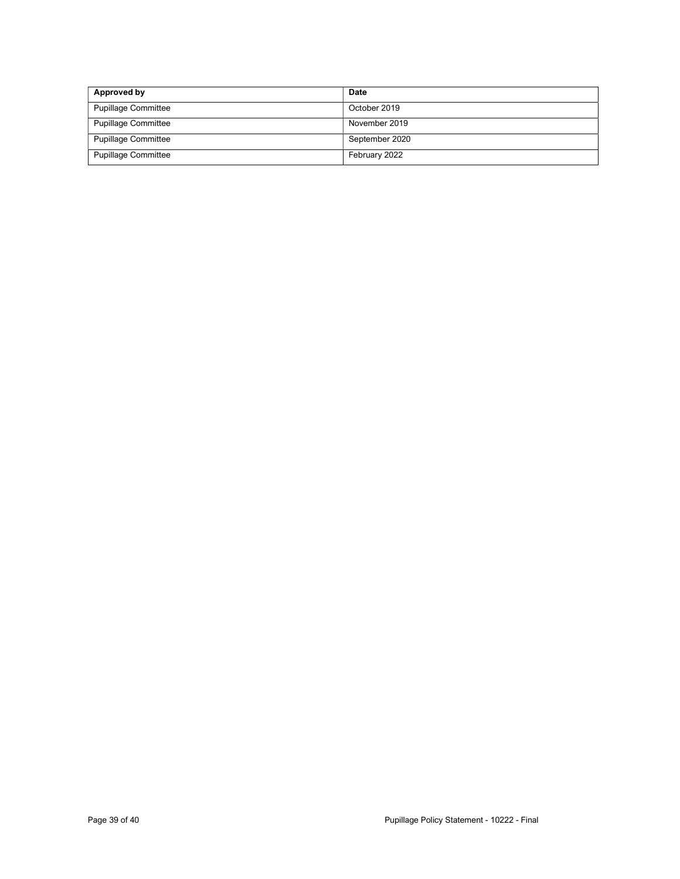| Approved by | Date |
|---|---|
| Pupillage Committee | October 2019 |
| Pupillage Committee | November 2019 |
| Pupillage Committee | September 2020 |
| Pupillage Committee | February 2022 |